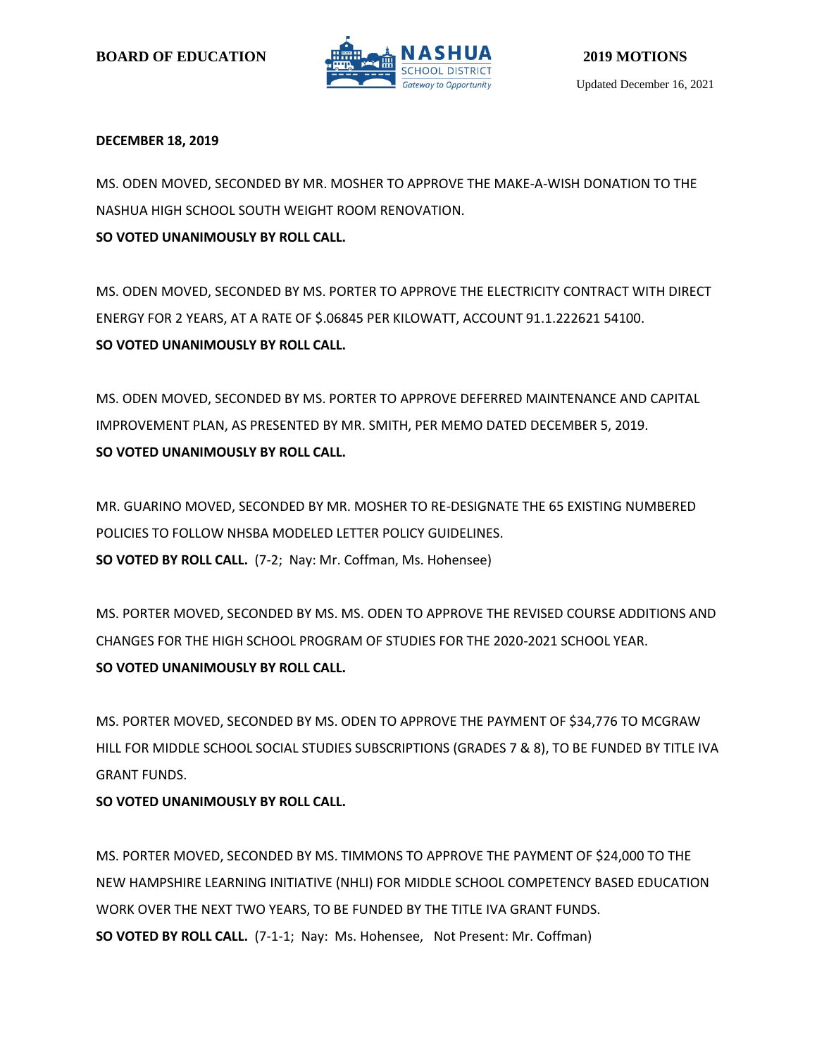BOARD OF EDUCATION

**NASHUA SCHOOL DISTRICT**
*Gateway to Opportunity*

**2019 MOTIONS**

Updated December 16, 2021

**DECEMBER 18, 2019**

MS. ODEN MOVED, SECONDED BY MR. MOSHER TO APPROVE THE MAKE-A-WISH DONATION TO THE NASHUA HIGH SCHOOL SOUTH WEIGHT ROOM RENOVATION.
**SO VOTED UNANIMOUSLY BY ROLL CALL.**

MS. ODEN MOVED, SECONDED BY MS. PORTER TO APPROVE THE ELECTRICITY CONTRACT WITH DIRECT ENERGY FOR 2 YEARS, AT A RATE OF $.06845 PER KILOWATT, ACCOUNT 91.1.222621 54100.
**SO VOTED UNANIMOUSLY BY ROLL CALL.**

MS. ODEN MOVED, SECONDED BY MS. PORTER TO APPROVE DEFERRED MAINTENANCE AND CAPITAL IMPROVEMENT PLAN, AS PRESENTED BY MR. SMITH, PER MEMO DATED DECEMBER 5, 2019.
**SO VOTED UNANIMOUSLY BY ROLL CALL.**

MR. GUARINO MOVED, SECONDED BY MR. MOSHER TO RE-DESIGNATE THE 65 EXISTING NUMBERED POLICIES TO FOLLOW NHSBA MODELED LETTER POLICY GUIDELINES.
**SO VOTED BY ROLL CALL.** (7-2; Nay: Mr. Coffman, Ms. Hohensee)

MS. PORTER MOVED, SECONDED BY MS. MS. ODEN TO APPROVE THE REVISED COURSE ADDITIONS AND CHANGES FOR THE HIGH SCHOOL PROGRAM OF STUDIES FOR THE 2020-2021 SCHOOL YEAR.
**SO VOTED UNANIMOUSLY BY ROLL CALL.**

MS. PORTER MOVED, SECONDED BY MS. ODEN TO APPROVE THE PAYMENT OF $34,776 TO MCGRAW HILL FOR MIDDLE SCHOOL SOCIAL STUDIES SUBSCRIPTIONS (GRADES 7 & 8), TO BE FUNDED BY TITLE IVA GRANT FUNDS.
**SO VOTED UNANIMOUSLY BY ROLL CALL.**

MS. PORTER MOVED, SECONDED BY MS. TIMMONS TO APPROVE THE PAYMENT OF $24,000 TO THE NEW HAMPSHIRE LEARNING INITIATIVE (NHLI) FOR MIDDLE SCHOOL COMPETENCY BASED EDUCATION WORK OVER THE NEXT TWO YEARS, TO BE FUNDED BY THE TITLE IVA GRANT FUNDS.
**SO VOTED BY ROLL CALL.** (7-1-1; Nay: Ms. Hohensee, Not Present: Mr. Coffman)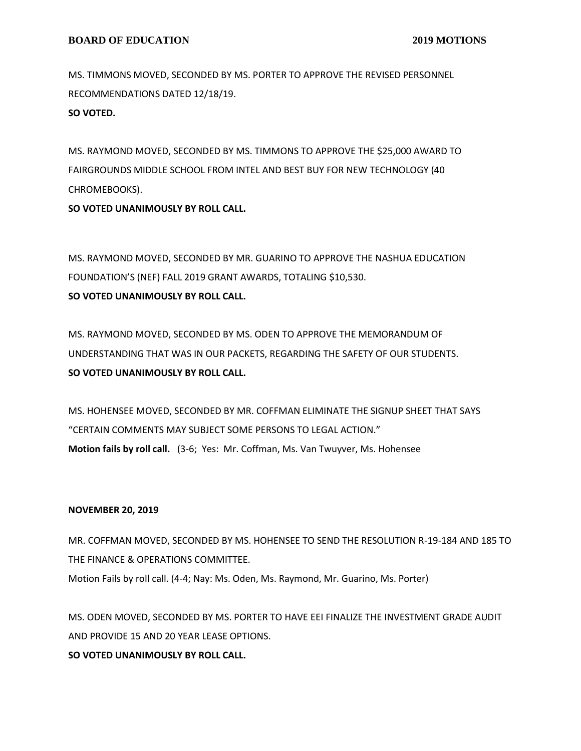MS. TIMMONS MOVED, SECONDED BY MS. PORTER TO APPROVE THE REVISED PERSONNEL RECOMMENDATIONS DATED 12/18/19.

**SO VOTED.**

MS. RAYMOND MOVED, SECONDED BY MS. TIMMONS TO APPROVE THE $25,000 AWARD TO FAIRGROUNDS MIDDLE SCHOOL FROM INTEL AND BEST BUY FOR NEW TECHNOLOGY (40 CHROMEBOOKS).

**SO VOTED UNANIMOUSLY BY ROLL CALL.**

MS. RAYMOND MOVED, SECONDED BY MR. GUARINO TO APPROVE THE NASHUA EDUCATION FOUNDATION'S (NEF) FALL 2019 GRANT AWARDS, TOTALING $10,530.

**SO VOTED UNANIMOUSLY BY ROLL CALL.**

MS. RAYMOND MOVED, SECONDED BY MS. ODEN TO APPROVE THE MEMORANDUM OF UNDERSTANDING THAT WAS IN OUR PACKETS, REGARDING THE SAFETY OF OUR STUDENTS.

**SO VOTED UNANIMOUSLY BY ROLL CALL.**

MS. HOHENSEE MOVED, SECONDED BY MR. COFFMAN ELIMINATE THE SIGNUP SHEET THAT SAYS "CERTAIN COMMENTS MAY SUBJECT SOME PERSONS TO LEGAL ACTION."

**Motion fails by roll call.** (3-6; Yes: Mr. Coffman, Ms. Van Twuyver, Ms. Hohensee

**NOVEMBER 20, 2019**

MR. COFFMAN MOVED, SECONDED BY MS. HOHENSEE TO SEND THE RESOLUTION R-19-184 AND 185 TO THE FINANCE & OPERATIONS COMMITTEE.

Motion Fails by roll call. (4-4; Nay: Ms. Oden, Ms. Raymond, Mr. Guarino, Ms. Porter)

MS. ODEN MOVED, SECONDED BY MS. PORTER TO HAVE EEI FINALIZE THE INVESTMENT GRADE AUDIT AND PROVIDE 15 AND 20 YEAR LEASE OPTIONS.

**SO VOTED UNANIMOUSLY BY ROLL CALL.**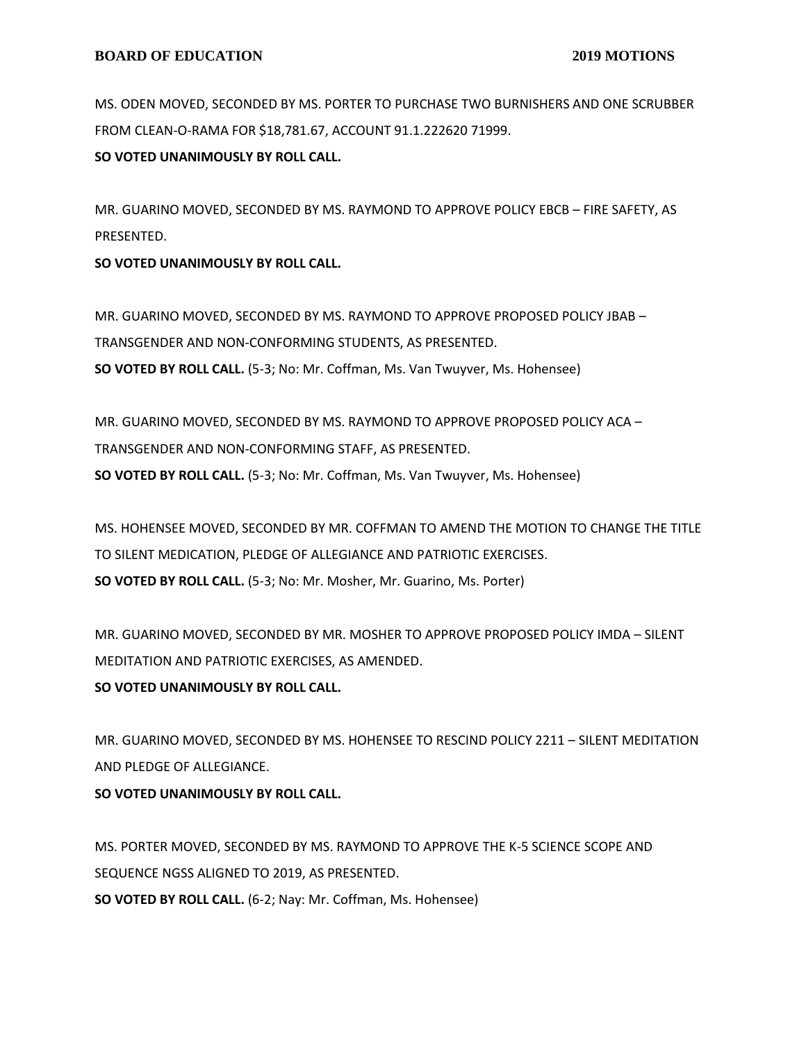MS. ODEN MOVED, SECONDED BY MS. PORTER TO PURCHASE TWO BURNISHERS AND ONE SCRUBBER FROM CLEAN-O-RAMA FOR $18,781.67, ACCOUNT 91.1.222620 71999.

**SO VOTED UNANIMOUSLY BY ROLL CALL.**

MR. GUARINO MOVED, SECONDED BY MS. RAYMOND TO APPROVE POLICY EBCB – FIRE SAFETY, AS PRESENTED.

**SO VOTED UNANIMOUSLY BY ROLL CALL.**

MR. GUARINO MOVED, SECONDED BY MS. RAYMOND TO APPROVE PROPOSED POLICY JBAB – TRANSGENDER AND NON-CONFORMING STUDENTS, AS PRESENTED.

**SO VOTED BY ROLL CALL.** (5-3; No: Mr. Coffman, Ms. Van Twuyver, Ms. Hohensee)

MR. GUARINO MOVED, SECONDED BY MS. RAYMOND TO APPROVE PROPOSED POLICY ACA – TRANSGENDER AND NON-CONFORMING STAFF, AS PRESENTED.

**SO VOTED BY ROLL CALL.** (5-3; No: Mr. Coffman, Ms. Van Twuyver, Ms. Hohensee)

MS. HOHENSEE MOVED, SECONDED BY MR. COFFMAN TO AMEND THE MOTION TO CHANGE THE TITLE TO SILENT MEDICATION, PLEDGE OF ALLEGIANCE AND PATRIOTIC EXERCISES.

**SO VOTED BY ROLL CALL.** (5-3; No: Mr. Mosher, Mr. Guarino, Ms. Porter)

MR. GUARINO MOVED, SECONDED BY MR. MOSHER TO APPROVE PROPOSED POLICY IMDA – SILENT MEDITATION AND PATRIOTIC EXERCISES, AS AMENDED.

**SO VOTED UNANIMOUSLY BY ROLL CALL.**

MR. GUARINO MOVED, SECONDED BY MS. HOHENSEE TO RESCIND POLICY 2211 – SILENT MEDITATION AND PLEDGE OF ALLEGIANCE.

**SO VOTED UNANIMOUSLY BY ROLL CALL.**

MS. PORTER MOVED, SECONDED BY MS. RAYMOND TO APPROVE THE K-5 SCIENCE SCOPE AND SEQUENCE NGSS ALIGNED TO 2019, AS PRESENTED.

**SO VOTED BY ROLL CALL.** (6-2; Nay: Mr. Coffman, Ms. Hohensee)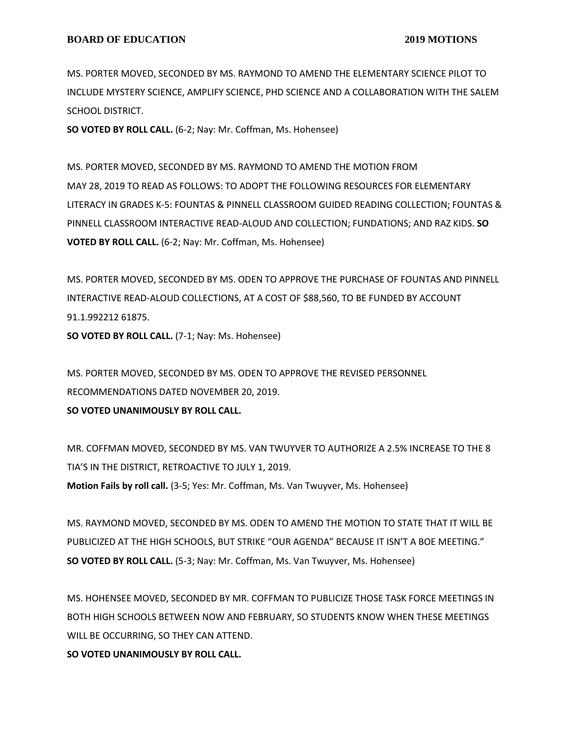MS. PORTER MOVED, SECONDED BY MS. RAYMOND TO AMEND THE ELEMENTARY SCIENCE PILOT TO INCLUDE MYSTERY SCIENCE, AMPLIFY SCIENCE, PHD SCIENCE AND A COLLABORATION WITH THE SALEM SCHOOL DISTRICT.
**SO VOTED BY ROLL CALL.** (6-2; Nay: Mr. Coffman, Ms. Hohensee)

MS. PORTER MOVED, SECONDED BY MS. RAYMOND TO AMEND THE MOTION FROM MAY 28, 2019 TO READ AS FOLLOWS: TO ADOPT THE FOLLOWING RESOURCES FOR ELEMENTARY LITERACY IN GRADES K-5: FOUNTAS & PINNELL CLASSROOM GUIDED READING COLLECTION; FOUNTAS & PINNELL CLASSROOM INTERACTIVE READ-ALOUD AND COLLECTION; FUNDATIONS; AND RAZ KIDS. **SO VOTED BY ROLL CALL.** (6-2; Nay: Mr. Coffman, Ms. Hohensee)

MS. PORTER MOVED, SECONDED BY MS. ODEN TO APPROVE THE PURCHASE OF FOUNTAS AND PINNELL INTERACTIVE READ-ALOUD COLLECTIONS, AT A COST OF $88,560, TO BE FUNDED BY ACCOUNT 91.1.992212 61875.
**SO VOTED BY ROLL CALL.** (7-1; Nay: Ms. Hohensee)

MS. PORTER MOVED, SECONDED BY MS. ODEN TO APPROVE THE REVISED PERSONNEL RECOMMENDATIONS DATED NOVEMBER 20, 2019.
**SO VOTED UNANIMOUSLY BY ROLL CALL.**

MR. COFFMAN MOVED, SECONDED BY MS. VAN TWUYVER TO AUTHORIZE A 2.5% INCREASE TO THE 8 TIA'S IN THE DISTRICT, RETROACTIVE TO JULY 1, 2019.
**Motion Fails by roll call.** (3-5; Yes: Mr. Coffman, Ms. Van Twuyver, Ms. Hohensee)

MS. RAYMOND MOVED, SECONDED BY MS. ODEN TO AMEND THE MOTION TO STATE THAT IT WILL BE PUBLICIZED AT THE HIGH SCHOOLS, BUT STRIKE "OUR AGENDA" BECAUSE IT ISN'T A BOE MEETING."
**SO VOTED BY ROLL CALL.** (5-3; Nay: Mr. Coffman, Ms. Van Twuyver, Ms. Hohensee)

MS. HOHENSEE MOVED, SECONDED BY MR. COFFMAN TO PUBLICIZE THOSE TASK FORCE MEETINGS IN BOTH HIGH SCHOOLS BETWEEN NOW AND FEBRUARY, SO STUDENTS KNOW WHEN THESE MEETINGS WILL BE OCCURRING, SO THEY CAN ATTEND.
**SO VOTED UNANIMOUSLY BY ROLL CALL.**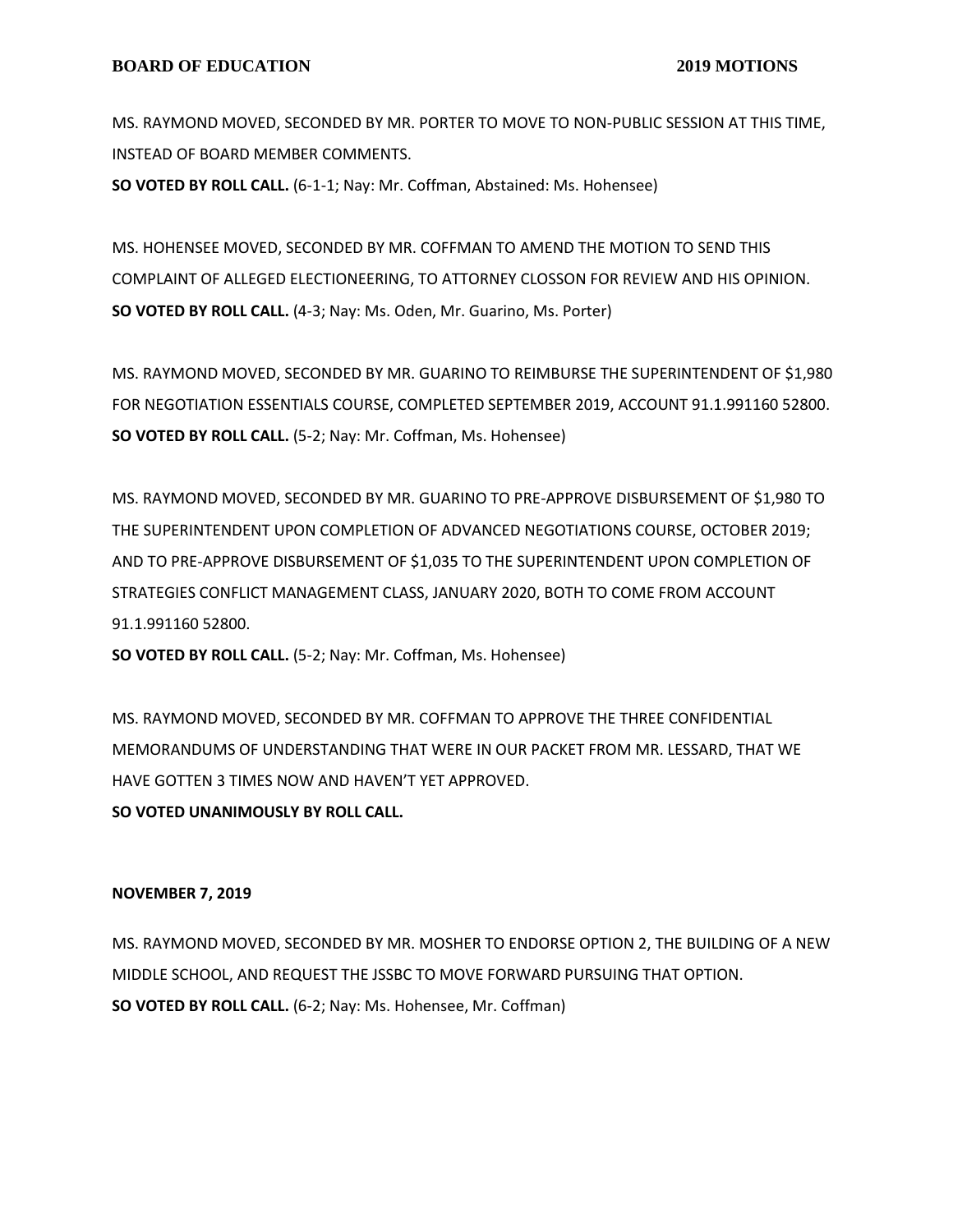MS. RAYMOND MOVED, SECONDED BY MR. PORTER TO MOVE TO NON-PUBLIC SESSION AT THIS TIME, INSTEAD OF BOARD MEMBER COMMENTS.
**SO VOTED BY ROLL CALL.** (6-1-1; Nay: Mr. Coffman, Abstained: Ms. Hohensee)

MS. HOHENSEE MOVED, SECONDED BY MR. COFFMAN TO AMEND THE MOTION TO SEND THIS COMPLAINT OF ALLEGED ELECTIONEERING, TO ATTORNEY CLOSSON FOR REVIEW AND HIS OPINION.
**SO VOTED BY ROLL CALL.** (4-3; Nay: Ms. Oden, Mr. Guarino, Ms. Porter)

MS. RAYMOND MOVED, SECONDED BY MR. GUARINO TO REIMBURSE THE SUPERINTENDENT OF $1,980 FOR NEGOTIATION ESSENTIALS COURSE, COMPLETED SEPTEMBER 2019, ACCOUNT 91.1.991160 52800.
**SO VOTED BY ROLL CALL.** (5-2; Nay: Mr. Coffman, Ms. Hohensee)

MS. RAYMOND MOVED, SECONDED BY MR. GUARINO TO PRE-APPROVE DISBURSEMENT OF $1,980 TO THE SUPERINTENDENT UPON COMPLETION OF ADVANCED NEGOTIATIONS COURSE, OCTOBER 2019; AND TO PRE-APPROVE DISBURSEMENT OF $1,035 TO THE SUPERINTENDENT UPON COMPLETION OF STRATEGIES CONFLICT MANAGEMENT CLASS, JANUARY 2020, BOTH TO COME FROM ACCOUNT 91.1.991160 52800.
**SO VOTED BY ROLL CALL.** (5-2; Nay: Mr. Coffman, Ms. Hohensee)

MS. RAYMOND MOVED, SECONDED BY MR. COFFMAN TO APPROVE THE THREE CONFIDENTIAL MEMORANDUMS OF UNDERSTANDING THAT WERE IN OUR PACKET FROM MR. LESSARD, THAT WE HAVE GOTTEN 3 TIMES NOW AND HAVEN'T YET APPROVED.
**SO VOTED UNANIMOUSLY BY ROLL CALL.**

**NOVEMBER 7, 2019**

MS. RAYMOND MOVED, SECONDED BY MR. MOSHER TO ENDORSE OPTION 2, THE BUILDING OF A NEW MIDDLE SCHOOL, AND REQUEST THE JSSBC TO MOVE FORWARD PURSUING THAT OPTION.
**SO VOTED BY ROLL CALL.** (6-2; Nay: Ms. Hohensee, Mr. Coffman)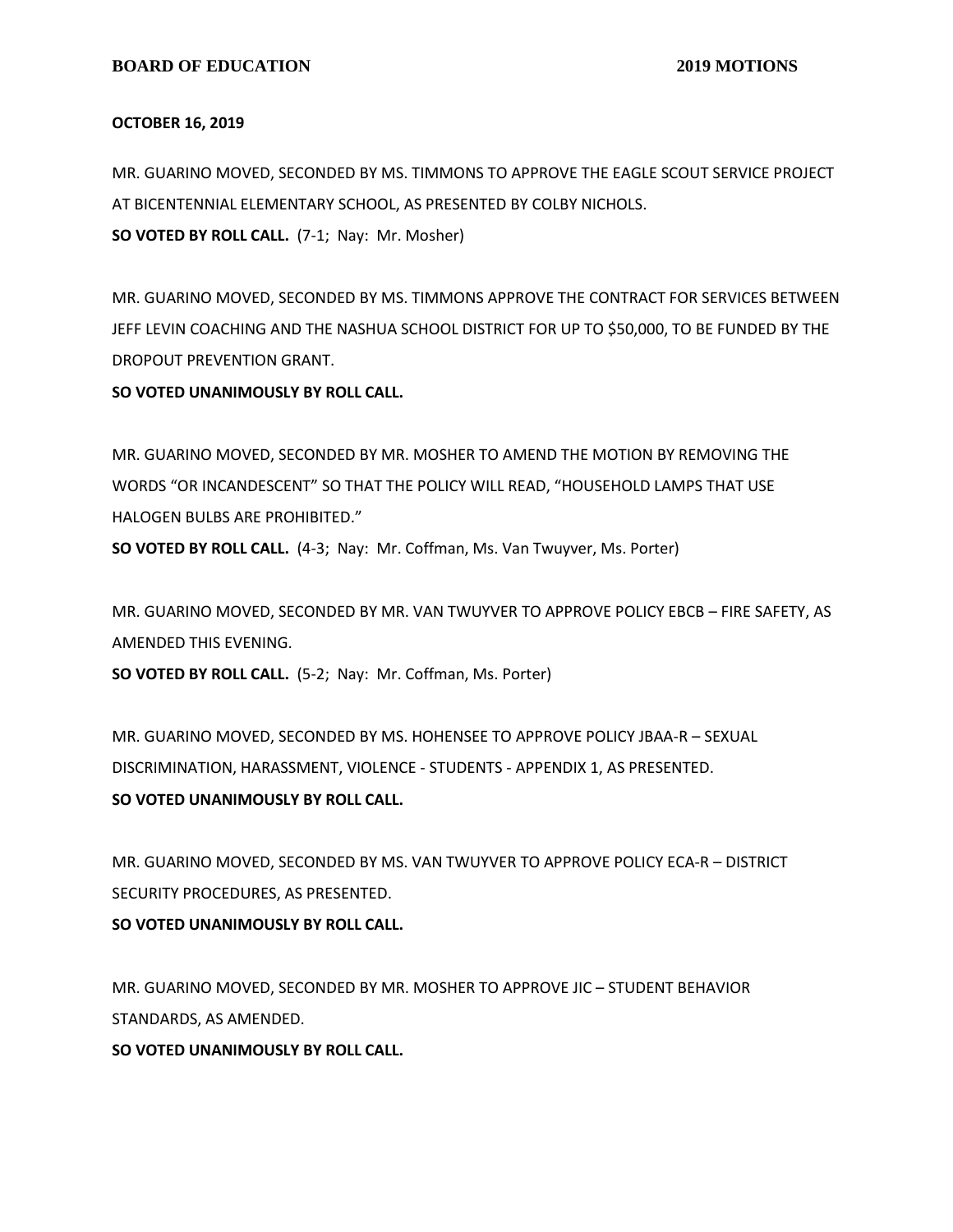**OCTOBER 16, 2019**

MR. GUARINO MOVED, SECONDED BY MS. TIMMONS TO APPROVE THE EAGLE SCOUT SERVICE PROJECT AT BICENTENNIAL ELEMENTARY SCHOOL, AS PRESENTED BY COLBY NICHOLS.
**SO VOTED BY ROLL CALL.** (7-1; Nay: Mr. Mosher)

MR. GUARINO MOVED, SECONDED BY MS. TIMMONS APPROVE THE CONTRACT FOR SERVICES BETWEEN JEFF LEVIN COACHING AND THE NASHUA SCHOOL DISTRICT FOR UP TO $50,000, TO BE FUNDED BY THE DROPOUT PREVENTION GRANT.
**SO VOTED UNANIMOUSLY BY ROLL CALL.**

MR. GUARINO MOVED, SECONDED BY MR. MOSHER TO AMEND THE MOTION BY REMOVING THE WORDS "OR INCANDESCENT" SO THAT THE POLICY WILL READ, "HOUSEHOLD LAMPS THAT USE HALOGEN BULBS ARE PROHIBITED."
**SO VOTED BY ROLL CALL.** (4-3; Nay: Mr. Coffman, Ms. Van Twuyver, Ms. Porter)

MR. GUARINO MOVED, SECONDED BY MR. VAN TWUYVER TO APPROVE POLICY EBCB – FIRE SAFETY, AS AMENDED THIS EVENING.
**SO VOTED BY ROLL CALL.** (5-2; Nay: Mr. Coffman, Ms. Porter)

MR. GUARINO MOVED, SECONDED BY MS. HOHENSEE TO APPROVE POLICY JBAA-R – SEXUAL DISCRIMINATION, HARASSMENT, VIOLENCE - STUDENTS - APPENDIX 1, AS PRESENTED.
**SO VOTED UNANIMOUSLY BY ROLL CALL.**

MR. GUARINO MOVED, SECONDED BY MS. VAN TWUYVER TO APPROVE POLICY ECA-R – DISTRICT SECURITY PROCEDURES, AS PRESENTED.
**SO VOTED UNANIMOUSLY BY ROLL CALL.**

MR. GUARINO MOVED, SECONDED BY MR. MOSHER TO APPROVE JIC – STUDENT BEHAVIOR STANDARDS, AS AMENDED.
**SO VOTED UNANIMOUSLY BY ROLL CALL.**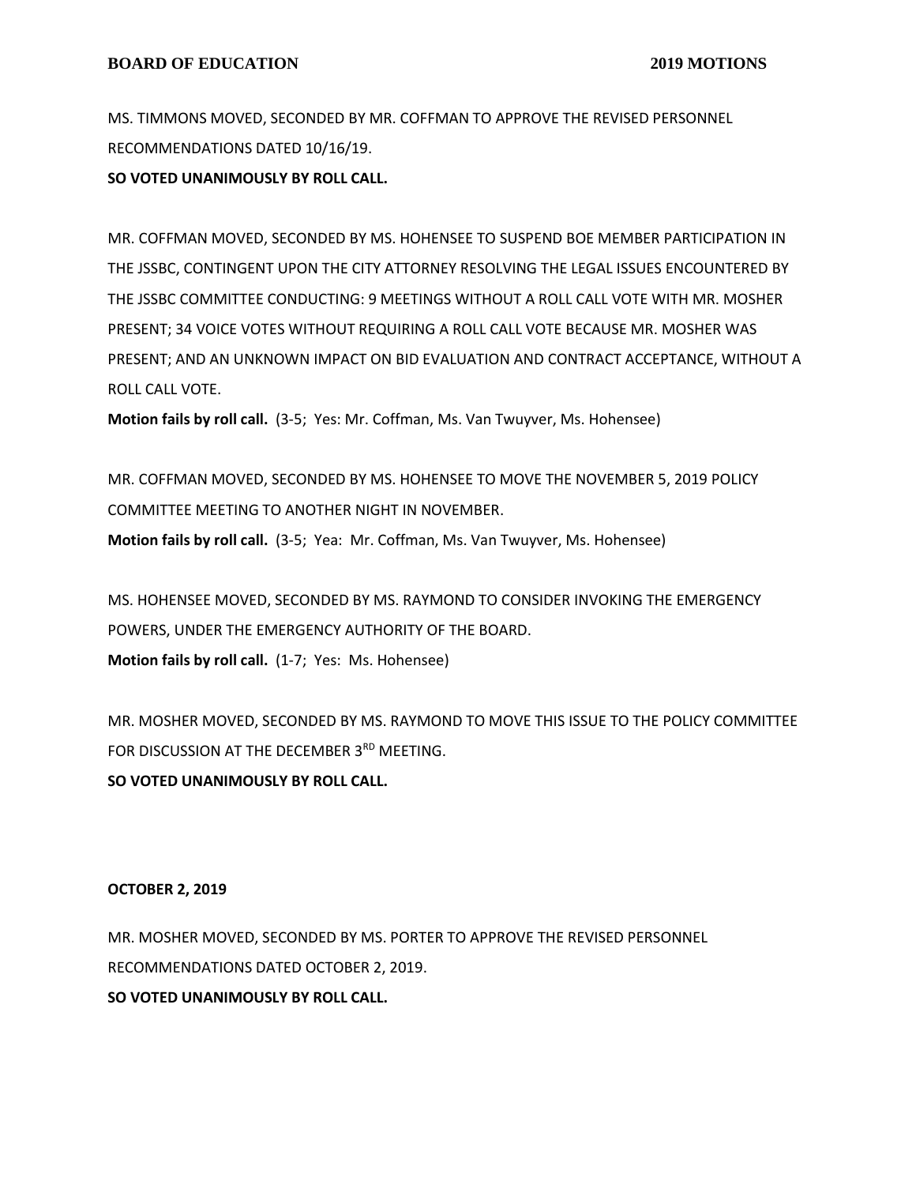MS. TIMMONS MOVED, SECONDED BY MR. COFFMAN TO APPROVE THE REVISED PERSONNEL RECOMMENDATIONS DATED 10/16/19.

**SO VOTED UNANIMOUSLY BY ROLL CALL.**

MR. COFFMAN MOVED, SECONDED BY MS. HOHENSEE TO SUSPEND BOE MEMBER PARTICIPATION IN THE JSSBC, CONTINGENT UPON THE CITY ATTORNEY RESOLVING THE LEGAL ISSUES ENCOUNTERED BY THE JSSBC COMMITTEE CONDUCTING: 9 MEETINGS WITHOUT A ROLL CALL VOTE WITH MR. MOSHER PRESENT; 34 VOICE VOTES WITHOUT REQUIRING A ROLL CALL VOTE BECAUSE MR. MOSHER WAS PRESENT; AND AN UNKNOWN IMPACT ON BID EVALUATION AND CONTRACT ACCEPTANCE, WITHOUT A ROLL CALL VOTE.

**Motion fails by roll call.** (3-5; Yes: Mr. Coffman, Ms. Van Twuyver, Ms. Hohensee)

MR. COFFMAN MOVED, SECONDED BY MS. HOHENSEE TO MOVE THE NOVEMBER 5, 2019 POLICY COMMITTEE MEETING TO ANOTHER NIGHT IN NOVEMBER.

**Motion fails by roll call.** (3-5; Yea: Mr. Coffman, Ms. Van Twuyver, Ms. Hohensee)

MS. HOHENSEE MOVED, SECONDED BY MS. RAYMOND TO CONSIDER INVOKING THE EMERGENCY POWERS, UNDER THE EMERGENCY AUTHORITY OF THE BOARD.

**Motion fails by roll call.** (1-7; Yes: Ms. Hohensee)

MR. MOSHER MOVED, SECONDED BY MS. RAYMOND TO MOVE THIS ISSUE TO THE POLICY COMMITTEE FOR DISCUSSION AT THE DECEMBER 3RD MEETING.

**SO VOTED UNANIMOUSLY BY ROLL CALL.**

**OCTOBER 2, 2019**

MR. MOSHER MOVED, SECONDED BY MS. PORTER TO APPROVE THE REVISED PERSONNEL RECOMMENDATIONS DATED OCTOBER 2, 2019.

**SO VOTED UNANIMOUSLY BY ROLL CALL.**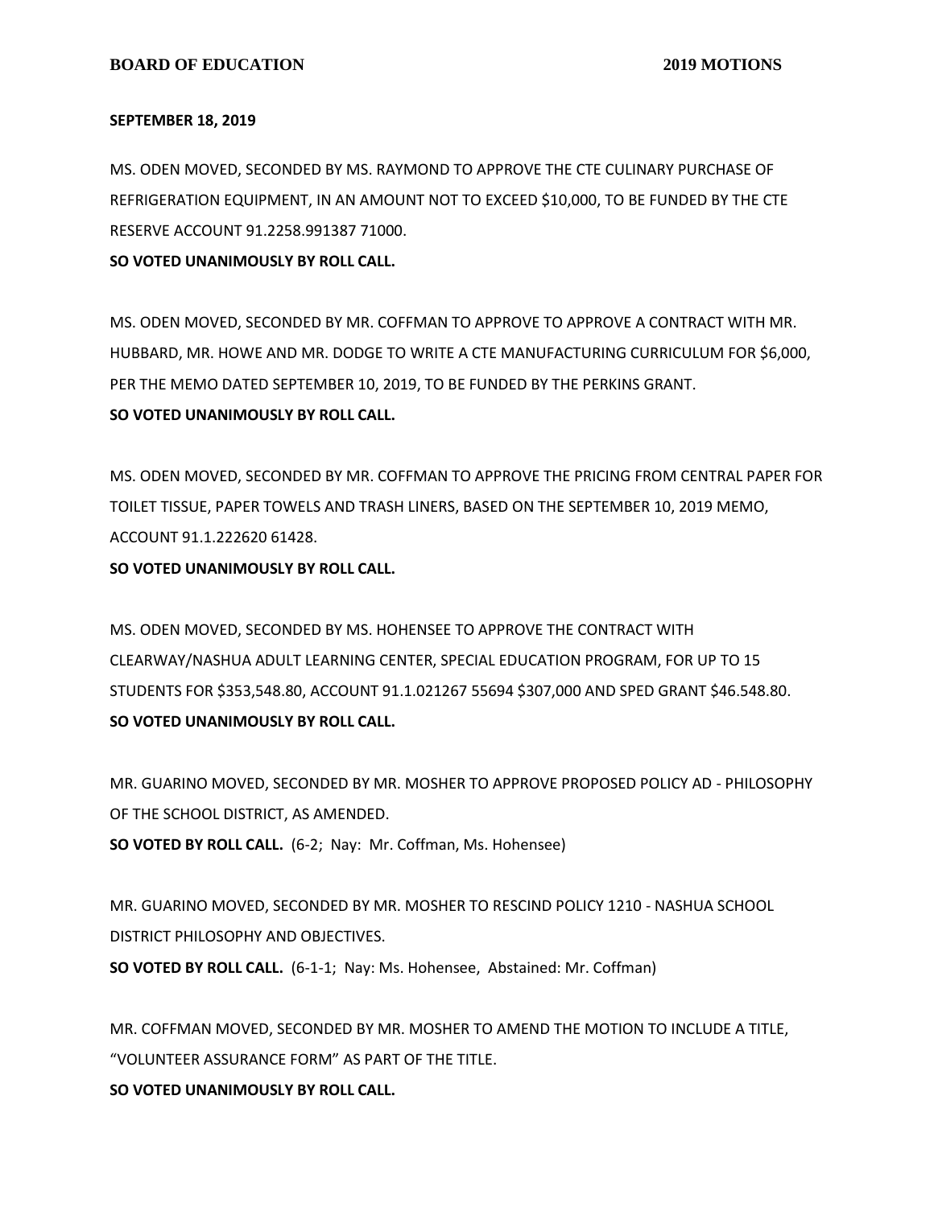**SEPTEMBER 18, 2019**

MS. ODEN MOVED, SECONDED BY MS. RAYMOND TO APPROVE THE CTE CULINARY PURCHASE OF REFRIGERATION EQUIPMENT, IN AN AMOUNT NOT TO EXCEED $10,000, TO BE FUNDED BY THE CTE RESERVE ACCOUNT 91.2258.991387 71000.

**SO VOTED UNANIMOUSLY BY ROLL CALL.**

MS. ODEN MOVED, SECONDED BY MR. COFFMAN TO APPROVE TO APPROVE A CONTRACT WITH MR. HUBBARD, MR. HOWE AND MR. DODGE TO WRITE A CTE MANUFACTURING CURRICULUM FOR $6,000, PER THE MEMO DATED SEPTEMBER 10, 2019, TO BE FUNDED BY THE PERKINS GRANT.

**SO VOTED UNANIMOUSLY BY ROLL CALL.**

MS. ODEN MOVED, SECONDED BY MR. COFFMAN TO APPROVE THE PRICING FROM CENTRAL PAPER FOR TOILET TISSUE, PAPER TOWELS AND TRASH LINERS, BASED ON THE SEPTEMBER 10, 2019 MEMO, ACCOUNT 91.1.222620 61428.

**SO VOTED UNANIMOUSLY BY ROLL CALL.**

MS. ODEN MOVED, SECONDED BY MS. HOHENSEE TO APPROVE THE CONTRACT WITH CLEARWAY/NASHUA ADULT LEARNING CENTER, SPECIAL EDUCATION PROGRAM, FOR UP TO 15 STUDENTS FOR $353,548.80, ACCOUNT 91.1.021267 55694 $307,000 AND SPED GRANT $46.548.80.

**SO VOTED UNANIMOUSLY BY ROLL CALL.**

MR. GUARINO MOVED, SECONDED BY MR. MOSHER TO APPROVE PROPOSED POLICY AD - PHILOSOPHY OF THE SCHOOL DISTRICT, AS AMENDED.

**SO VOTED BY ROLL CALL.** (6-2; Nay: Mr. Coffman, Ms. Hohensee)

MR. GUARINO MOVED, SECONDED BY MR. MOSHER TO RESCIND POLICY 1210 - NASHUA SCHOOL DISTRICT PHILOSOPHY AND OBJECTIVES.

**SO VOTED BY ROLL CALL.** (6-1-1; Nay: Ms. Hohensee, Abstained: Mr. Coffman)

MR. COFFMAN MOVED, SECONDED BY MR. MOSHER TO AMEND THE MOTION TO INCLUDE A TITLE, "VOLUNTEER ASSURANCE FORM" AS PART OF THE TITLE.

**SO VOTED UNANIMOUSLY BY ROLL CALL.**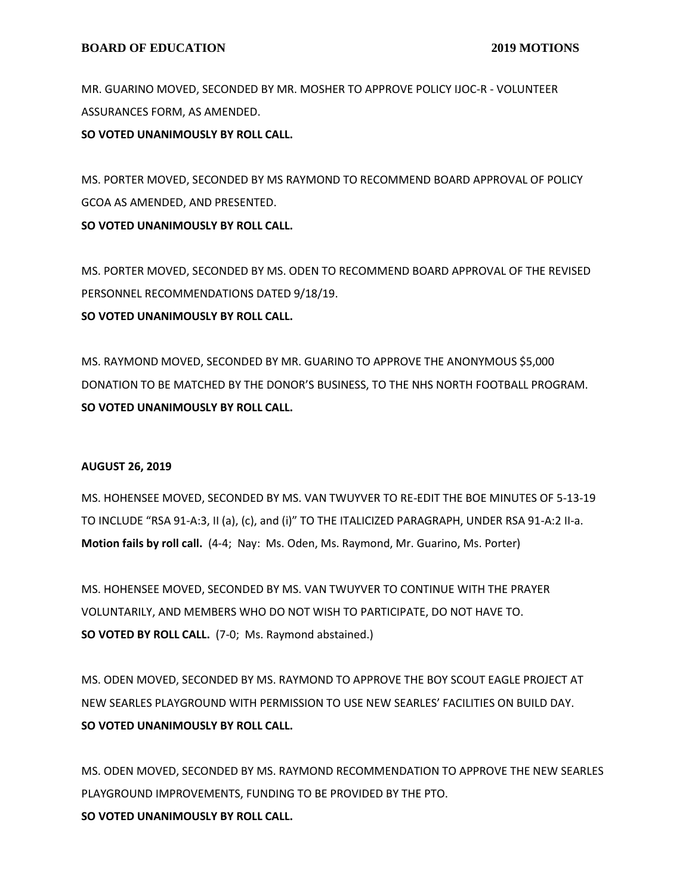MR. GUARINO MOVED, SECONDED BY MR. MOSHER TO APPROVE POLICY IJOC-R - VOLUNTEER ASSURANCES FORM, AS AMENDED.
**SO VOTED UNANIMOUSLY BY ROLL CALL.**

MS. PORTER MOVED, SECONDED BY MS RAYMOND TO RECOMMEND BOARD APPROVAL OF POLICY GCOA AS AMENDED, AND PRESENTED.
**SO VOTED UNANIMOUSLY BY ROLL CALL.**

MS. PORTER MOVED, SECONDED BY MS. ODEN TO RECOMMEND BOARD APPROVAL OF THE REVISED PERSONNEL RECOMMENDATIONS DATED 9/18/19.
**SO VOTED UNANIMOUSLY BY ROLL CALL.**

MS. RAYMOND MOVED, SECONDED BY MR. GUARINO TO APPROVE THE ANONYMOUS $5,000 DONATION TO BE MATCHED BY THE DONOR'S BUSINESS, TO THE NHS NORTH FOOTBALL PROGRAM.
**SO VOTED UNANIMOUSLY BY ROLL CALL.**

**AUGUST 26, 2019**

MS. HOHENSEE MOVED, SECONDED BY MS. VAN TWUYVER TO RE-EDIT THE BOE MINUTES OF 5-13-19 TO INCLUDE "RSA 91-A:3, II (a), (c), and (i)" TO THE ITALICIZED PARAGRAPH, UNDER RSA 91-A:2 II-a.
**Motion fails by roll call.** (4-4; Nay: Ms. Oden, Ms. Raymond, Mr. Guarino, Ms. Porter)

MS. HOHENSEE MOVED, SECONDED BY MS. VAN TWUYVER TO CONTINUE WITH THE PRAYER VOLUNTARILY, AND MEMBERS WHO DO NOT WISH TO PARTICIPATE, DO NOT HAVE TO.
**SO VOTED BY ROLL CALL.** (7-0; Ms. Raymond abstained.)

MS. ODEN MOVED, SECONDED BY MS. RAYMOND TO APPROVE THE BOY SCOUT EAGLE PROJECT AT NEW SEARLES PLAYGROUND WITH PERMISSION TO USE NEW SEARLES' FACILITIES ON BUILD DAY.
**SO VOTED UNANIMOUSLY BY ROLL CALL.**

MS. ODEN MOVED, SECONDED BY MS. RAYMOND RECOMMENDATION TO APPROVE THE NEW SEARLES PLAYGROUND IMPROVEMENTS, FUNDING TO BE PROVIDED BY THE PTO.
**SO VOTED UNANIMOUSLY BY ROLL CALL.**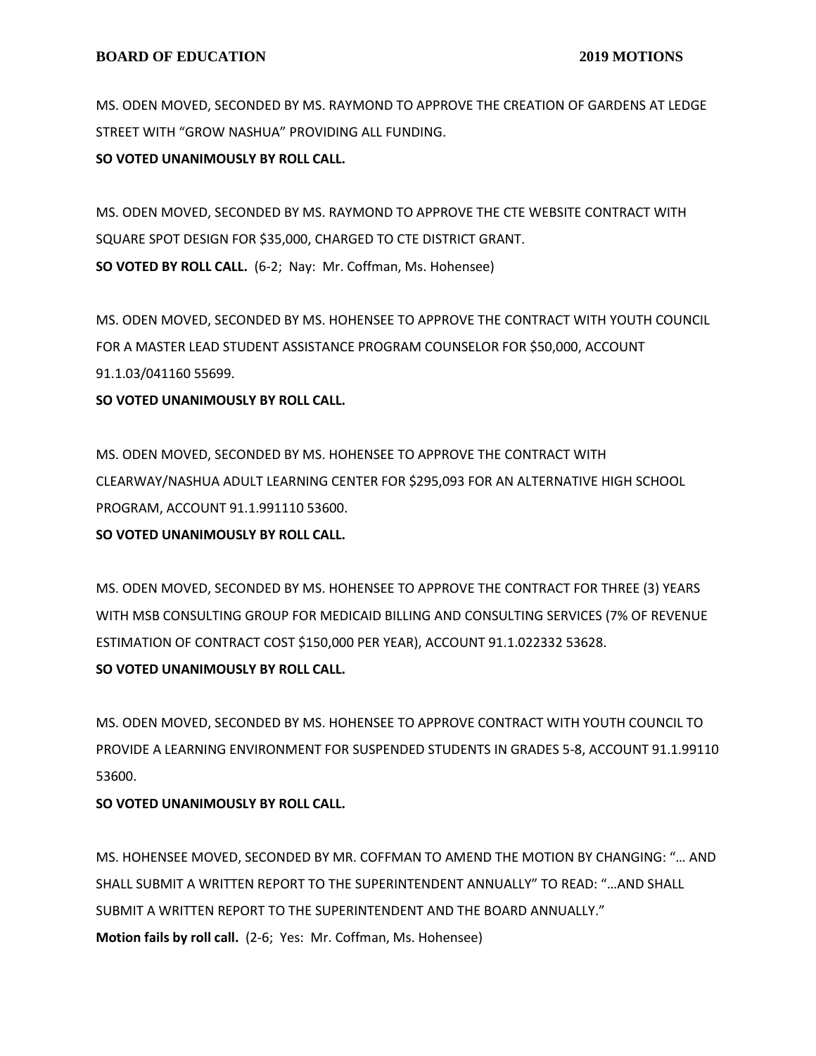MS. ODEN MOVED, SECONDED BY MS. RAYMOND TO APPROVE THE CREATION OF GARDENS AT LEDGE STREET WITH "GROW NASHUA" PROVIDING ALL FUNDING.

**SO VOTED UNANIMOUSLY BY ROLL CALL.**

MS. ODEN MOVED, SECONDED BY MS. RAYMOND TO APPROVE THE CTE WEBSITE CONTRACT WITH SQUARE SPOT DESIGN FOR $35,000, CHARGED TO CTE DISTRICT GRANT.

**SO VOTED BY ROLL CALL.** (6-2; Nay: Mr. Coffman, Ms. Hohensee)

MS. ODEN MOVED, SECONDED BY MS. HOHENSEE TO APPROVE THE CONTRACT WITH YOUTH COUNCIL FOR A MASTER LEAD STUDENT ASSISTANCE PROGRAM COUNSELOR FOR $50,000, ACCOUNT 91.1.03/041160 55699.

**SO VOTED UNANIMOUSLY BY ROLL CALL.**

MS. ODEN MOVED, SECONDED BY MS. HOHENSEE TO APPROVE THE CONTRACT WITH CLEARWAY/NASHUA ADULT LEARNING CENTER FOR $295,093 FOR AN ALTERNATIVE HIGH SCHOOL PROGRAM, ACCOUNT 91.1.991110 53600.

**SO VOTED UNANIMOUSLY BY ROLL CALL.**

MS. ODEN MOVED, SECONDED BY MS. HOHENSEE TO APPROVE THE CONTRACT FOR THREE (3) YEARS WITH MSB CONSULTING GROUP FOR MEDICAID BILLING AND CONSULTING SERVICES (7% OF REVENUE ESTIMATION OF CONTRACT COST $150,000 PER YEAR), ACCOUNT 91.1.022332 53628.

**SO VOTED UNANIMOUSLY BY ROLL CALL.**

MS. ODEN MOVED, SECONDED BY MS. HOHENSEE TO APPROVE CONTRACT WITH YOUTH COUNCIL TO PROVIDE A LEARNING ENVIRONMENT FOR SUSPENDED STUDENTS IN GRADES 5-8, ACCOUNT 91.1.99110 53600.

**SO VOTED UNANIMOUSLY BY ROLL CALL.**

MS. HOHENSEE MOVED, SECONDED BY MR. COFFMAN TO AMEND THE MOTION BY CHANGING: "… AND SHALL SUBMIT A WRITTEN REPORT TO THE SUPERINTENDENT ANNUALLY" TO READ: "…AND SHALL SUBMIT A WRITTEN REPORT TO THE SUPERINTENDENT AND THE BOARD ANNUALLY."

**Motion fails by roll call.** (2-6; Yes: Mr. Coffman, Ms. Hohensee)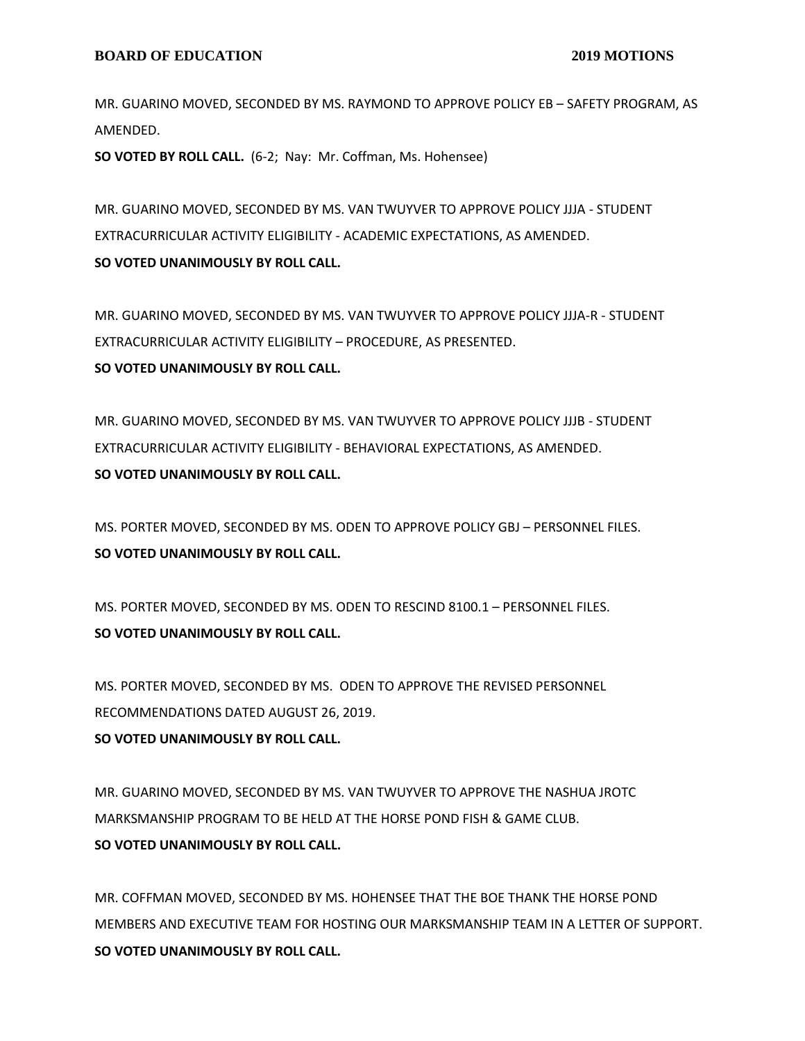MR. GUARINO MOVED, SECONDED BY MS. RAYMOND TO APPROVE POLICY EB – SAFETY PROGRAM, AS AMENDED.

**SO VOTED BY ROLL CALL.** (6-2; Nay: Mr. Coffman, Ms. Hohensee)

MR. GUARINO MOVED, SECONDED BY MS. VAN TWUYVER TO APPROVE POLICY JJJA - STUDENT EXTRACURRICULAR ACTIVITY ELIGIBILITY - ACADEMIC EXPECTATIONS, AS AMENDED.

**SO VOTED UNANIMOUSLY BY ROLL CALL.**

MR. GUARINO MOVED, SECONDED BY MS. VAN TWUYVER TO APPROVE POLICY JJJA-R - STUDENT EXTRACURRICULAR ACTIVITY ELIGIBILITY – PROCEDURE, AS PRESENTED.

**SO VOTED UNANIMOUSLY BY ROLL CALL.**

MR. GUARINO MOVED, SECONDED BY MS. VAN TWUYVER TO APPROVE POLICY JJJB - STUDENT EXTRACURRICULAR ACTIVITY ELIGIBILITY - BEHAVIORAL EXPECTATIONS, AS AMENDED.

**SO VOTED UNANIMOUSLY BY ROLL CALL.**

MS. PORTER MOVED, SECONDED BY MS. ODEN TO APPROVE POLICY GBJ – PERSONNEL FILES.

**SO VOTED UNANIMOUSLY BY ROLL CALL.**

MS. PORTER MOVED, SECONDED BY MS. ODEN TO RESCIND 8100.1 – PERSONNEL FILES.

**SO VOTED UNANIMOUSLY BY ROLL CALL.**

MS. PORTER MOVED, SECONDED BY MS. ODEN TO APPROVE THE REVISED PERSONNEL RECOMMENDATIONS DATED AUGUST 26, 2019.

**SO VOTED UNANIMOUSLY BY ROLL CALL.**

MR. GUARINO MOVED, SECONDED BY MS. VAN TWUYVER TO APPROVE THE NASHUA JROTC MARKSMANSHIP PROGRAM TO BE HELD AT THE HORSE POND FISH & GAME CLUB.

**SO VOTED UNANIMOUSLY BY ROLL CALL.**

MR. COFFMAN MOVED, SECONDED BY MS. HOHENSEE THAT THE BOE THANK THE HORSE POND MEMBERS AND EXECUTIVE TEAM FOR HOSTING OUR MARKSMANSHIP TEAM IN A LETTER OF SUPPORT.

**SO VOTED UNANIMOUSLY BY ROLL CALL.**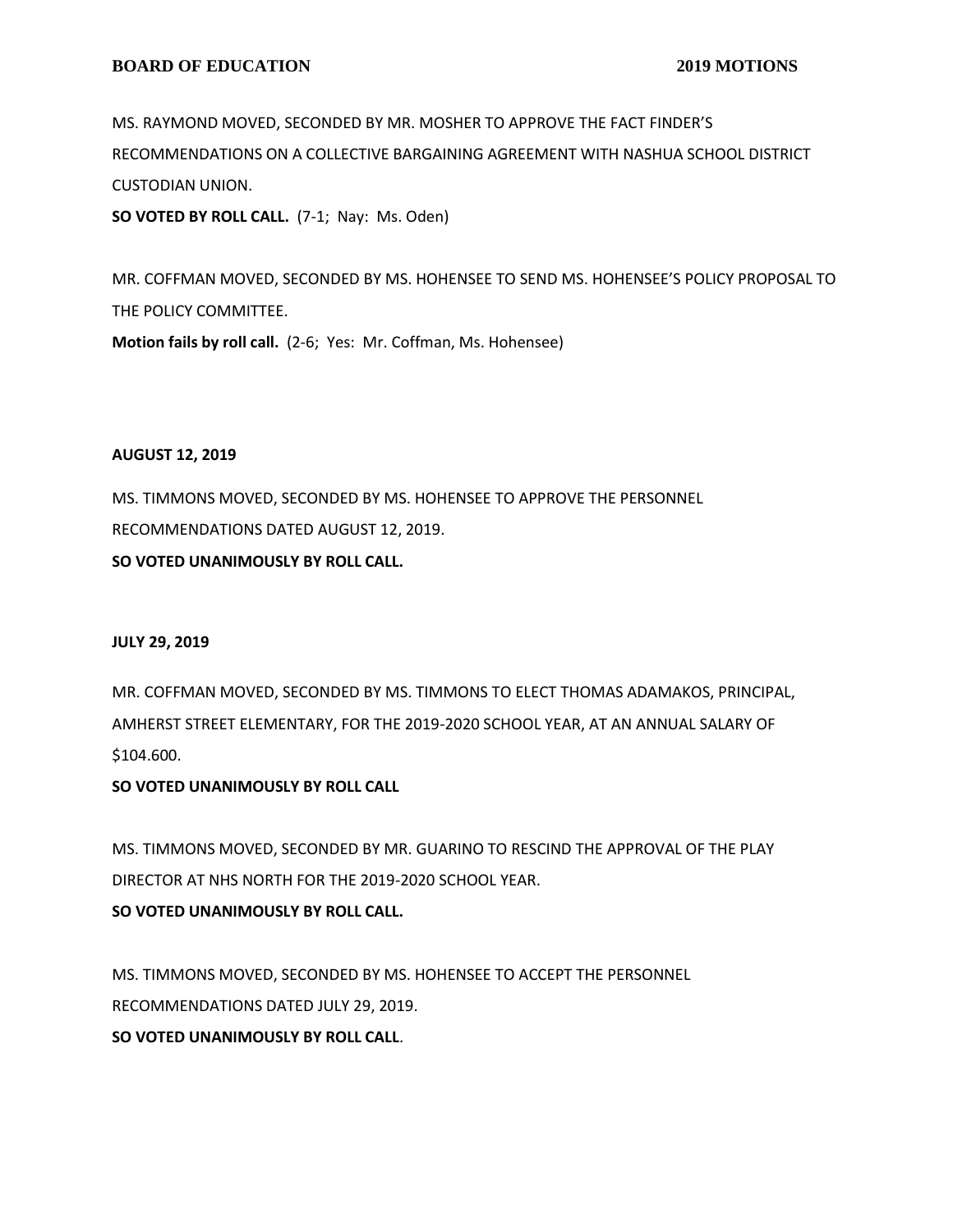MS. RAYMOND MOVED, SECONDED BY MR. MOSHER TO APPROVE THE FACT FINDER'S RECOMMENDATIONS ON A COLLECTIVE BARGAINING AGREEMENT WITH NASHUA SCHOOL DISTRICT CUSTODIAN UNION.

**SO VOTED BY ROLL CALL.** (7-1; Nay: Ms. Oden)

MR. COFFMAN MOVED, SECONDED BY MS. HOHENSEE TO SEND MS. HOHENSEE'S POLICY PROPOSAL TO THE POLICY COMMITTEE.

**Motion fails by roll call.** (2-6; Yes: Mr. Coffman, Ms. Hohensee)

**AUGUST 12, 2019**

MS. TIMMONS MOVED, SECONDED BY MS. HOHENSEE TO APPROVE THE PERSONNEL RECOMMENDATIONS DATED AUGUST 12, 2019.

**SO VOTED UNANIMOUSLY BY ROLL CALL.**

**JULY 29, 2019**

MR. COFFMAN MOVED, SECONDED BY MS. TIMMONS TO ELECT THOMAS ADAMAKOS, PRINCIPAL, AMHERST STREET ELEMENTARY, FOR THE 2019-2020 SCHOOL YEAR, AT AN ANNUAL SALARY OF $104.600.

**SO VOTED UNANIMOUSLY BY ROLL CALL**

MS. TIMMONS MOVED, SECONDED BY MR. GUARINO TO RESCIND THE APPROVAL OF THE PLAY DIRECTOR AT NHS NORTH FOR THE 2019-2020 SCHOOL YEAR.

**SO VOTED UNANIMOUSLY BY ROLL CALL.**

MS. TIMMONS MOVED, SECONDED BY MS. HOHENSEE TO ACCEPT THE PERSONNEL RECOMMENDATIONS DATED JULY 29, 2019.

**SO VOTED UNANIMOUSLY BY ROLL CALL**.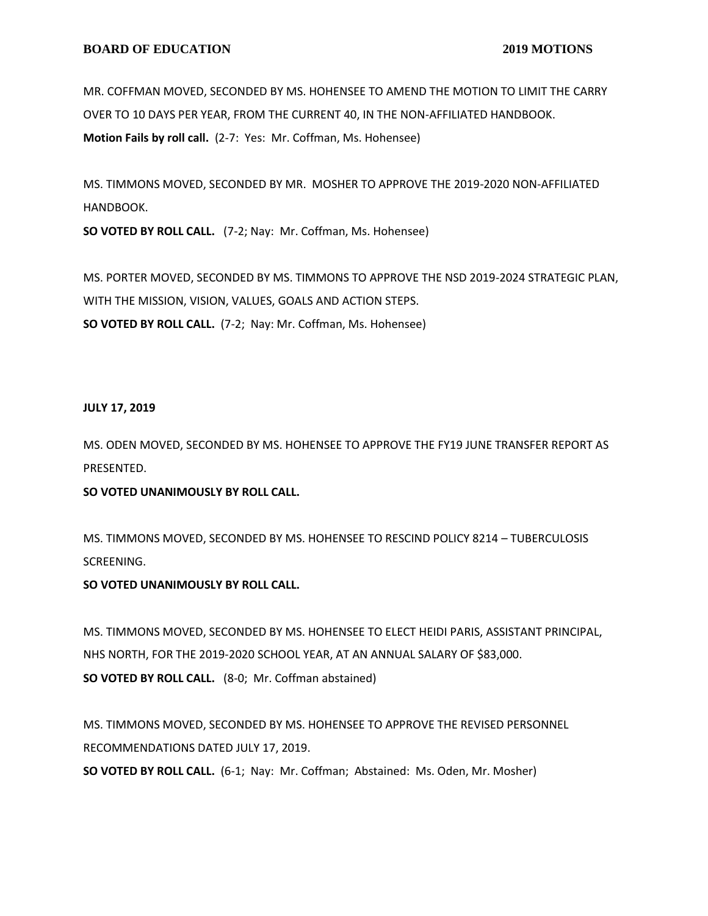MR. COFFMAN MOVED, SECONDED BY MS. HOHENSEE TO AMEND THE MOTION TO LIMIT THE CARRY OVER TO 10 DAYS PER YEAR, FROM THE CURRENT 40, IN THE NON-AFFILIATED HANDBOOK.
**Motion Fails by roll call.** (2-7: Yes: Mr. Coffman, Ms. Hohensee)

MS. TIMMONS MOVED, SECONDED BY MR. MOSHER TO APPROVE THE 2019-2020 NON-AFFILIATED HANDBOOK.
**SO VOTED BY ROLL CALL.** (7-2; Nay: Mr. Coffman, Ms. Hohensee)

MS. PORTER MOVED, SECONDED BY MS. TIMMONS TO APPROVE THE NSD 2019-2024 STRATEGIC PLAN, WITH THE MISSION, VISION, VALUES, GOALS AND ACTION STEPS.
**SO VOTED BY ROLL CALL.** (7-2; Nay: Mr. Coffman, Ms. Hohensee)

**JULY 17, 2019**

MS. ODEN MOVED, SECONDED BY MS. HOHENSEE TO APPROVE THE FY19 JUNE TRANSFER REPORT AS PRESENTED.
**SO VOTED UNANIMOUSLY BY ROLL CALL.**

MS. TIMMONS MOVED, SECONDED BY MS. HOHENSEE TO RESCIND POLICY 8214 – TUBERCULOSIS SCREENING.
**SO VOTED UNANIMOUSLY BY ROLL CALL.**

MS. TIMMONS MOVED, SECONDED BY MS. HOHENSEE TO ELECT HEIDI PARIS, ASSISTANT PRINCIPAL, NHS NORTH, FOR THE 2019-2020 SCHOOL YEAR, AT AN ANNUAL SALARY OF $83,000.
**SO VOTED BY ROLL CALL.** (8-0; Mr. Coffman abstained)

MS. TIMMONS MOVED, SECONDED BY MS. HOHENSEE TO APPROVE THE REVISED PERSONNEL RECOMMENDATIONS DATED JULY 17, 2019.
**SO VOTED BY ROLL CALL.** (6-1; Nay: Mr. Coffman; Abstained: Ms. Oden, Mr. Mosher)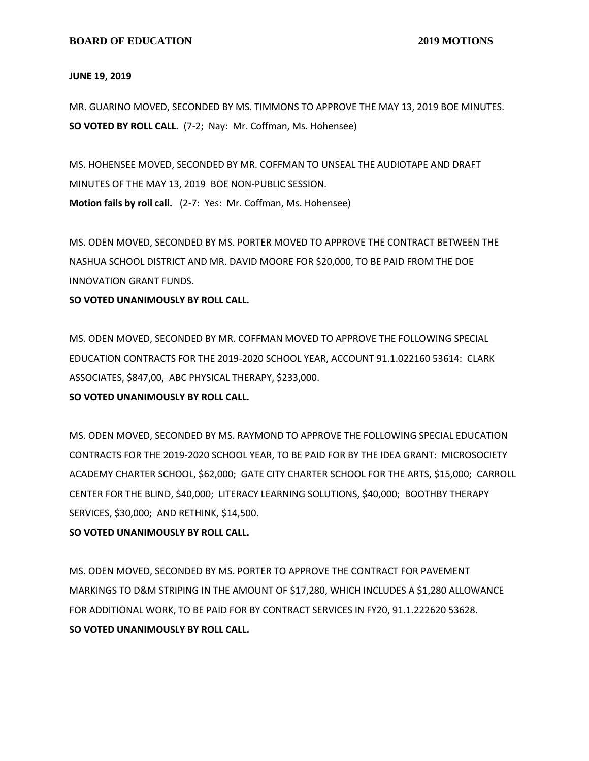**JUNE 19, 2019**

MR. GUARINO MOVED, SECONDED BY MS. TIMMONS TO APPROVE THE MAY 13, 2019 BOE MINUTES.
**SO VOTED BY ROLL CALL.** (7-2; Nay: Mr. Coffman, Ms. Hohensee)

MS. HOHENSEE MOVED, SECONDED BY MR. COFFMAN TO UNSEAL THE AUDIOTAPE AND DRAFT MINUTES OF THE MAY 13, 2019 BOE NON-PUBLIC SESSION.
**Motion fails by roll call.** (2-7: Yes: Mr. Coffman, Ms. Hohensee)

MS. ODEN MOVED, SECONDED BY MS. PORTER MOVED TO APPROVE THE CONTRACT BETWEEN THE NASHUA SCHOOL DISTRICT AND MR. DAVID MOORE FOR $20,000, TO BE PAID FROM THE DOE INNOVATION GRANT FUNDS.
**SO VOTED UNANIMOUSLY BY ROLL CALL.**

MS. ODEN MOVED, SECONDED BY MR. COFFMAN MOVED TO APPROVE THE FOLLOWING SPECIAL EDUCATION CONTRACTS FOR THE 2019-2020 SCHOOL YEAR, ACCOUNT 91.1.022160 53614: CLARK ASSOCIATES, $847,00, ABC PHYSICAL THERAPY, $233,000.
**SO VOTED UNANIMOUSLY BY ROLL CALL.**

MS. ODEN MOVED, SECONDED BY MS. RAYMOND TO APPROVE THE FOLLOWING SPECIAL EDUCATION CONTRACTS FOR THE 2019-2020 SCHOOL YEAR, TO BE PAID FOR BY THE IDEA GRANT: MICROSOCIETY ACADEMY CHARTER SCHOOL, $62,000; GATE CITY CHARTER SCHOOL FOR THE ARTS, $15,000; CARROLL CENTER FOR THE BLIND, $40,000; LITERACY LEARNING SOLUTIONS, $40,000; BOOTHBY THERAPY SERVICES, $30,000; AND RETHINK, $14,500.
**SO VOTED UNANIMOUSLY BY ROLL CALL.**

MS. ODEN MOVED, SECONDED BY MS. PORTER TO APPROVE THE CONTRACT FOR PAVEMENT MARKINGS TO D&M STRIPING IN THE AMOUNT OF $17,280, WHICH INCLUDES A $1,280 ALLOWANCE FOR ADDITIONAL WORK, TO BE PAID FOR BY CONTRACT SERVICES IN FY20, 91.1.222620 53628.
**SO VOTED UNANIMOUSLY BY ROLL CALL.**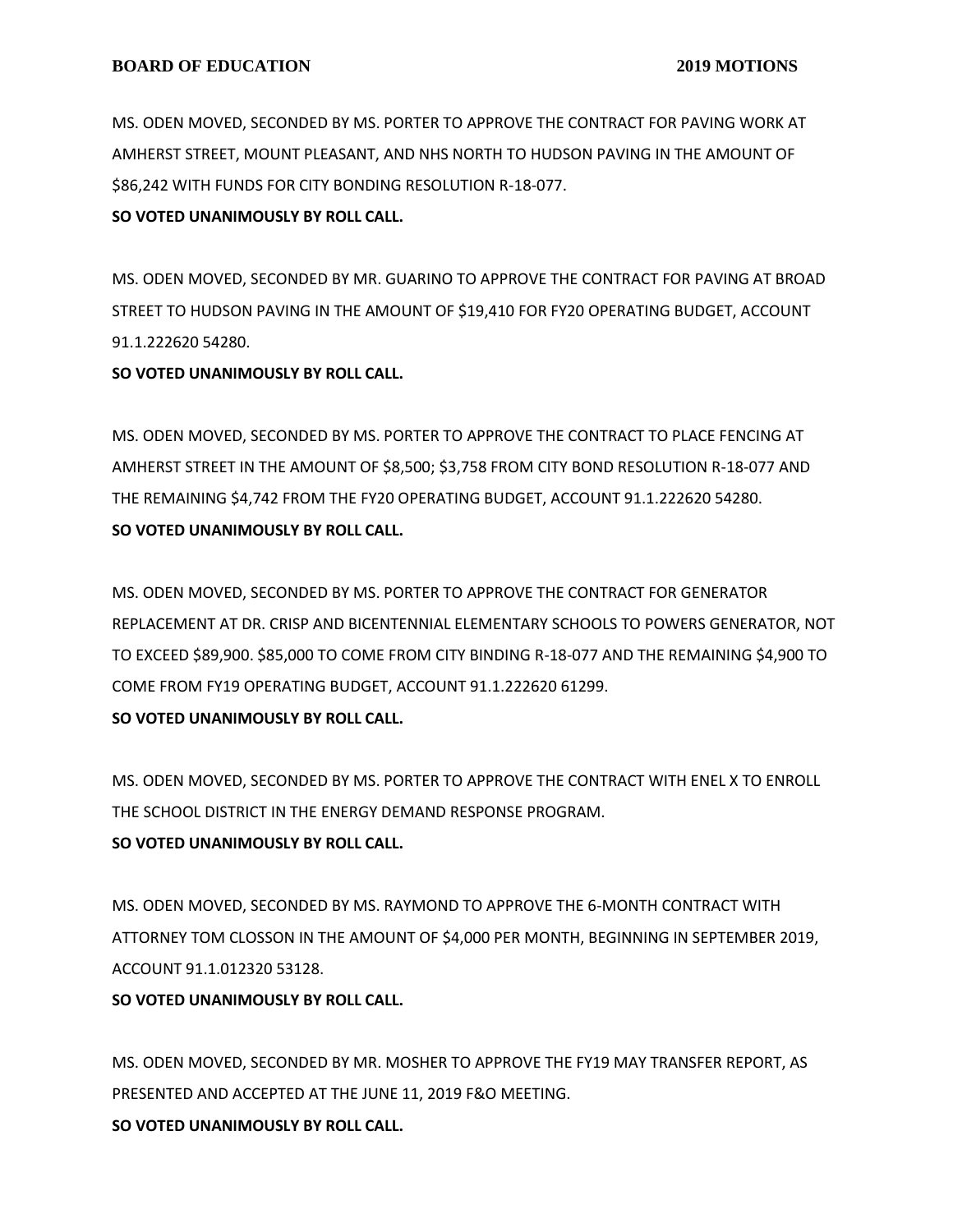MS. ODEN MOVED, SECONDED BY MS. PORTER TO APPROVE THE CONTRACT FOR PAVING WORK AT AMHERST STREET, MOUNT PLEASANT, AND NHS NORTH TO HUDSON PAVING IN THE AMOUNT OF $86,242 WITH FUNDS FOR CITY BONDING RESOLUTION R-18-077.

**SO VOTED UNANIMOUSLY BY ROLL CALL.**

MS. ODEN MOVED, SECONDED BY MR. GUARINO TO APPROVE THE CONTRACT FOR PAVING AT BROAD STREET TO HUDSON PAVING IN THE AMOUNT OF $19,410 FOR FY20 OPERATING BUDGET, ACCOUNT 91.1.222620 54280.

**SO VOTED UNANIMOUSLY BY ROLL CALL.**

MS. ODEN MOVED, SECONDED BY MS. PORTER TO APPROVE THE CONTRACT TO PLACE FENCING AT AMHERST STREET IN THE AMOUNT OF $8,500; $3,758 FROM CITY BOND RESOLUTION R-18-077 AND THE REMAINING $4,742 FROM THE FY20 OPERATING BUDGET, ACCOUNT 91.1.222620 54280.

**SO VOTED UNANIMOUSLY BY ROLL CALL.**

MS. ODEN MOVED, SECONDED BY MS. PORTER TO APPROVE THE CONTRACT FOR GENERATOR REPLACEMENT AT DR. CRISP AND BICENTENNIAL ELEMENTARY SCHOOLS TO POWERS GENERATOR, NOT TO EXCEED $89,900. $85,000 TO COME FROM CITY BINDING R-18-077 AND THE REMAINING $4,900 TO COME FROM FY19 OPERATING BUDGET, ACCOUNT 91.1.222620 61299.

**SO VOTED UNANIMOUSLY BY ROLL CALL.**

MS. ODEN MOVED, SECONDED BY MS. PORTER TO APPROVE THE CONTRACT WITH ENEL X TO ENROLL THE SCHOOL DISTRICT IN THE ENERGY DEMAND RESPONSE PROGRAM.

**SO VOTED UNANIMOUSLY BY ROLL CALL.**

MS. ODEN MOVED, SECONDED BY MS. RAYMOND TO APPROVE THE 6-MONTH CONTRACT WITH ATTORNEY TOM CLOSSON IN THE AMOUNT OF $4,000 PER MONTH, BEGINNING IN SEPTEMBER 2019, ACCOUNT 91.1.012320 53128.

**SO VOTED UNANIMOUSLY BY ROLL CALL.**

MS. ODEN MOVED, SECONDED BY MR. MOSHER TO APPROVE THE FY19 MAY TRANSFER REPORT, AS PRESENTED AND ACCEPTED AT THE JUNE 11, 2019 F&O MEETING.

**SO VOTED UNANIMOUSLY BY ROLL CALL.**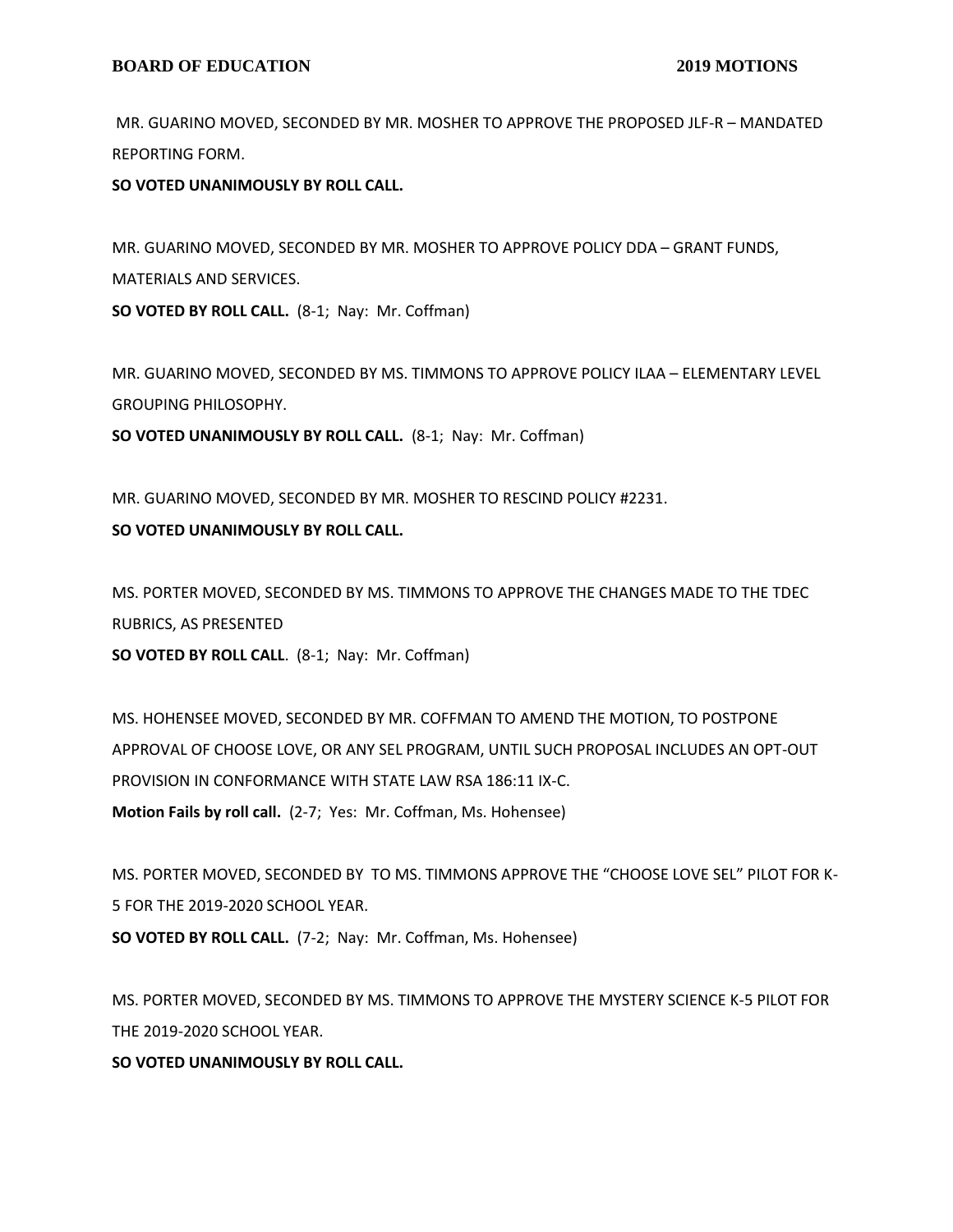MR. GUARINO MOVED, SECONDED BY MR. MOSHER TO APPROVE THE PROPOSED JLF-R – MANDATED REPORTING FORM.

**SO VOTED UNANIMOUSLY BY ROLL CALL.**

MR. GUARINO MOVED, SECONDED BY MR. MOSHER TO APPROVE POLICY DDA – GRANT FUNDS, MATERIALS AND SERVICES.

**SO VOTED BY ROLL CALL.** (8-1; Nay: Mr. Coffman)

MR. GUARINO MOVED, SECONDED BY MS. TIMMONS TO APPROVE POLICY ILAA – ELEMENTARY LEVEL GROUPING PHILOSOPHY.

**SO VOTED UNANIMOUSLY BY ROLL CALL.** (8-1; Nay: Mr. Coffman)

MR. GUARINO MOVED, SECONDED BY MR. MOSHER TO RESCIND POLICY #2231.

**SO VOTED UNANIMOUSLY BY ROLL CALL.**

MS. PORTER MOVED, SECONDED BY MS. TIMMONS TO APPROVE THE CHANGES MADE TO THE TDEC RUBRICS, AS PRESENTED

**SO VOTED BY ROLL CALL**. (8-1; Nay: Mr. Coffman)

MS. HOHENSEE MOVED, SECONDED BY MR. COFFMAN TO AMEND THE MOTION, TO POSTPONE APPROVAL OF CHOOSE LOVE, OR ANY SEL PROGRAM, UNTIL SUCH PROPOSAL INCLUDES AN OPT-OUT PROVISION IN CONFORMANCE WITH STATE LAW RSA 186:11 IX-C.

**Motion Fails by roll call.** (2-7; Yes: Mr. Coffman, Ms. Hohensee)

MS. PORTER MOVED, SECONDED BY TO MS. TIMMONS APPROVE THE "CHOOSE LOVE SEL" PILOT FOR K-5 FOR THE 2019-2020 SCHOOL YEAR.

**SO VOTED BY ROLL CALL.** (7-2; Nay: Mr. Coffman, Ms. Hohensee)

MS. PORTER MOVED, SECONDED BY MS. TIMMONS TO APPROVE THE MYSTERY SCIENCE K-5 PILOT FOR THE 2019-2020 SCHOOL YEAR.

**SO VOTED UNANIMOUSLY BY ROLL CALL.**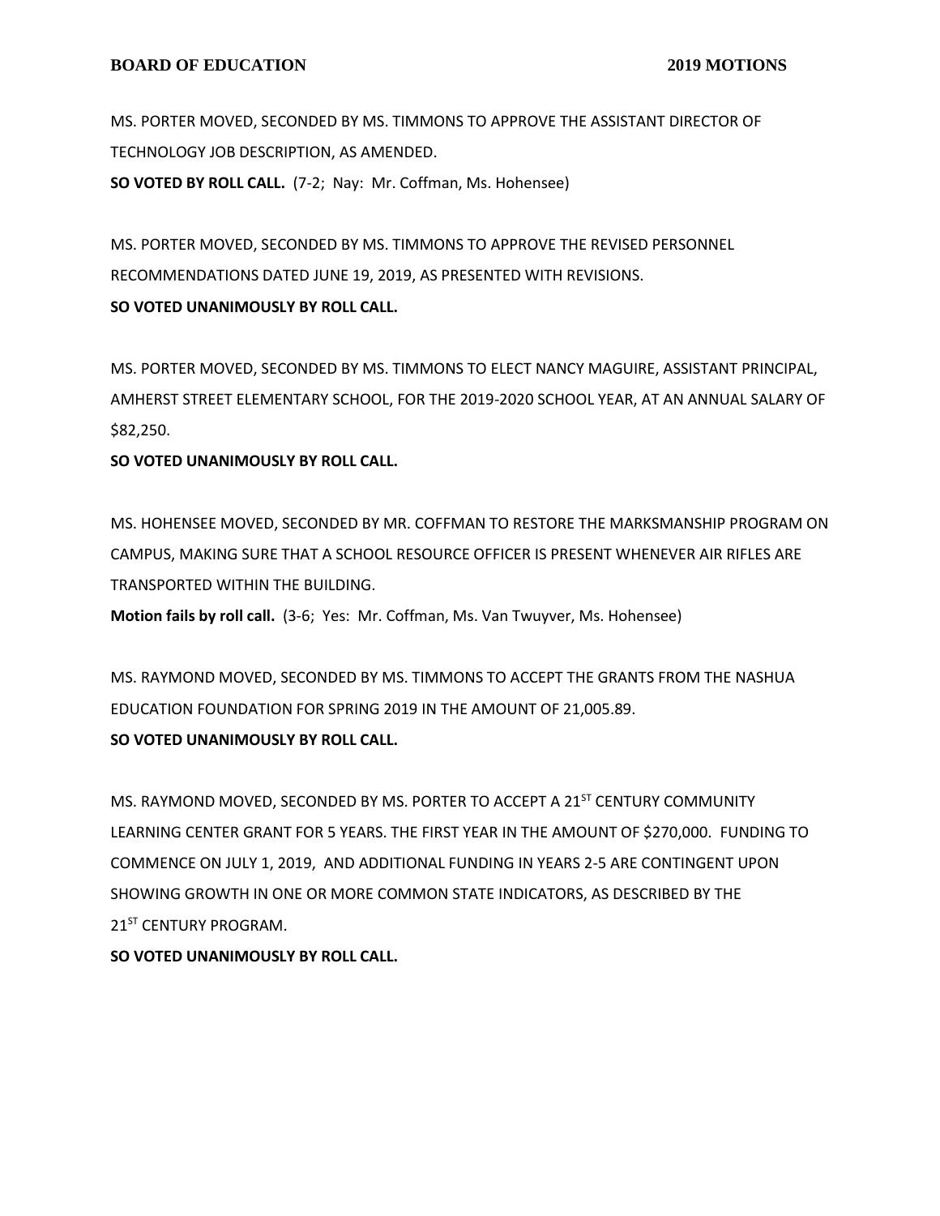MS. PORTER MOVED, SECONDED BY MS. TIMMONS TO APPROVE THE ASSISTANT DIRECTOR OF TECHNOLOGY JOB DESCRIPTION, AS AMENDED.

**SO VOTED BY ROLL CALL.** (7-2; Nay: Mr. Coffman, Ms. Hohensee)

MS. PORTER MOVED, SECONDED BY MS. TIMMONS TO APPROVE THE REVISED PERSONNEL RECOMMENDATIONS DATED JUNE 19, 2019, AS PRESENTED WITH REVISIONS.

**SO VOTED UNANIMOUSLY BY ROLL CALL.**

MS. PORTER MOVED, SECONDED BY MS. TIMMONS TO ELECT NANCY MAGUIRE, ASSISTANT PRINCIPAL, AMHERST STREET ELEMENTARY SCHOOL, FOR THE 2019-2020 SCHOOL YEAR, AT AN ANNUAL SALARY OF $82,250.

**SO VOTED UNANIMOUSLY BY ROLL CALL.**

MS. HOHENSEE MOVED, SECONDED BY MR. COFFMAN TO RESTORE THE MARKSMANSHIP PROGRAM ON CAMPUS, MAKING SURE THAT A SCHOOL RESOURCE OFFICER IS PRESENT WHENEVER AIR RIFLES ARE TRANSPORTED WITHIN THE BUILDING.

**Motion fails by roll call.** (3-6; Yes: Mr. Coffman, Ms. Van Twuyver, Ms. Hohensee)

MS. RAYMOND MOVED, SECONDED BY MS. TIMMONS TO ACCEPT THE GRANTS FROM THE NASHUA EDUCATION FOUNDATION FOR SPRING 2019 IN THE AMOUNT OF 21,005.89.

**SO VOTED UNANIMOUSLY BY ROLL CALL.**

MS. RAYMOND MOVED, SECONDED BY MS. PORTER TO ACCEPT A 21ST CENTURY COMMUNITY LEARNING CENTER GRANT FOR 5 YEARS. THE FIRST YEAR IN THE AMOUNT OF $270,000. FUNDING TO COMMENCE ON JULY 1, 2019, AND ADDITIONAL FUNDING IN YEARS 2-5 ARE CONTINGENT UPON SHOWING GROWTH IN ONE OR MORE COMMON STATE INDICATORS, AS DESCRIBED BY THE 21ST CENTURY PROGRAM.

**SO VOTED UNANIMOUSLY BY ROLL CALL.**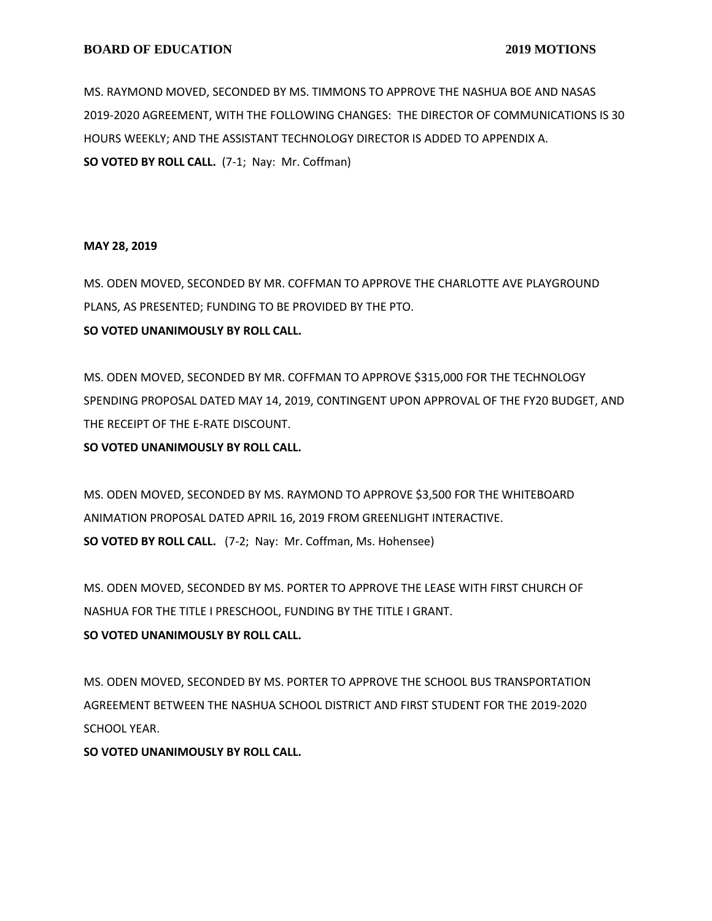MS. RAYMOND MOVED, SECONDED BY MS. TIMMONS TO APPROVE THE NASHUA BOE AND NASAS 2019-2020 AGREEMENT, WITH THE FOLLOWING CHANGES: THE DIRECTOR OF COMMUNICATIONS IS 30 HOURS WEEKLY; AND THE ASSISTANT TECHNOLOGY DIRECTOR IS ADDED TO APPENDIX A.
**SO VOTED BY ROLL CALL.** (7-1; Nay: Mr. Coffman)

**MAY 28, 2019**

MS. ODEN MOVED, SECONDED BY MR. COFFMAN TO APPROVE THE CHARLOTTE AVE PLAYGROUND PLANS, AS PRESENTED; FUNDING TO BE PROVIDED BY THE PTO.
**SO VOTED UNANIMOUSLY BY ROLL CALL.**

MS. ODEN MOVED, SECONDED BY MR. COFFMAN TO APPROVE $315,000 FOR THE TECHNOLOGY SPENDING PROPOSAL DATED MAY 14, 2019, CONTINGENT UPON APPROVAL OF THE FY20 BUDGET, AND THE RECEIPT OF THE E-RATE DISCOUNT.
**SO VOTED UNANIMOUSLY BY ROLL CALL.**

MS. ODEN MOVED, SECONDED BY MS. RAYMOND TO APPROVE $3,500 FOR THE WHITEBOARD ANIMATION PROPOSAL DATED APRIL 16, 2019 FROM GREENLIGHT INTERACTIVE.
**SO VOTED BY ROLL CALL.** (7-2; Nay: Mr. Coffman, Ms. Hohensee)

MS. ODEN MOVED, SECONDED BY MS. PORTER TO APPROVE THE LEASE WITH FIRST CHURCH OF NASHUA FOR THE TITLE I PRESCHOOL, FUNDING BY THE TITLE I GRANT.
**SO VOTED UNANIMOUSLY BY ROLL CALL.**

MS. ODEN MOVED, SECONDED BY MS. PORTER TO APPROVE THE SCHOOL BUS TRANSPORTATION AGREEMENT BETWEEN THE NASHUA SCHOOL DISTRICT AND FIRST STUDENT FOR THE 2019-2020 SCHOOL YEAR.
**SO VOTED UNANIMOUSLY BY ROLL CALL.**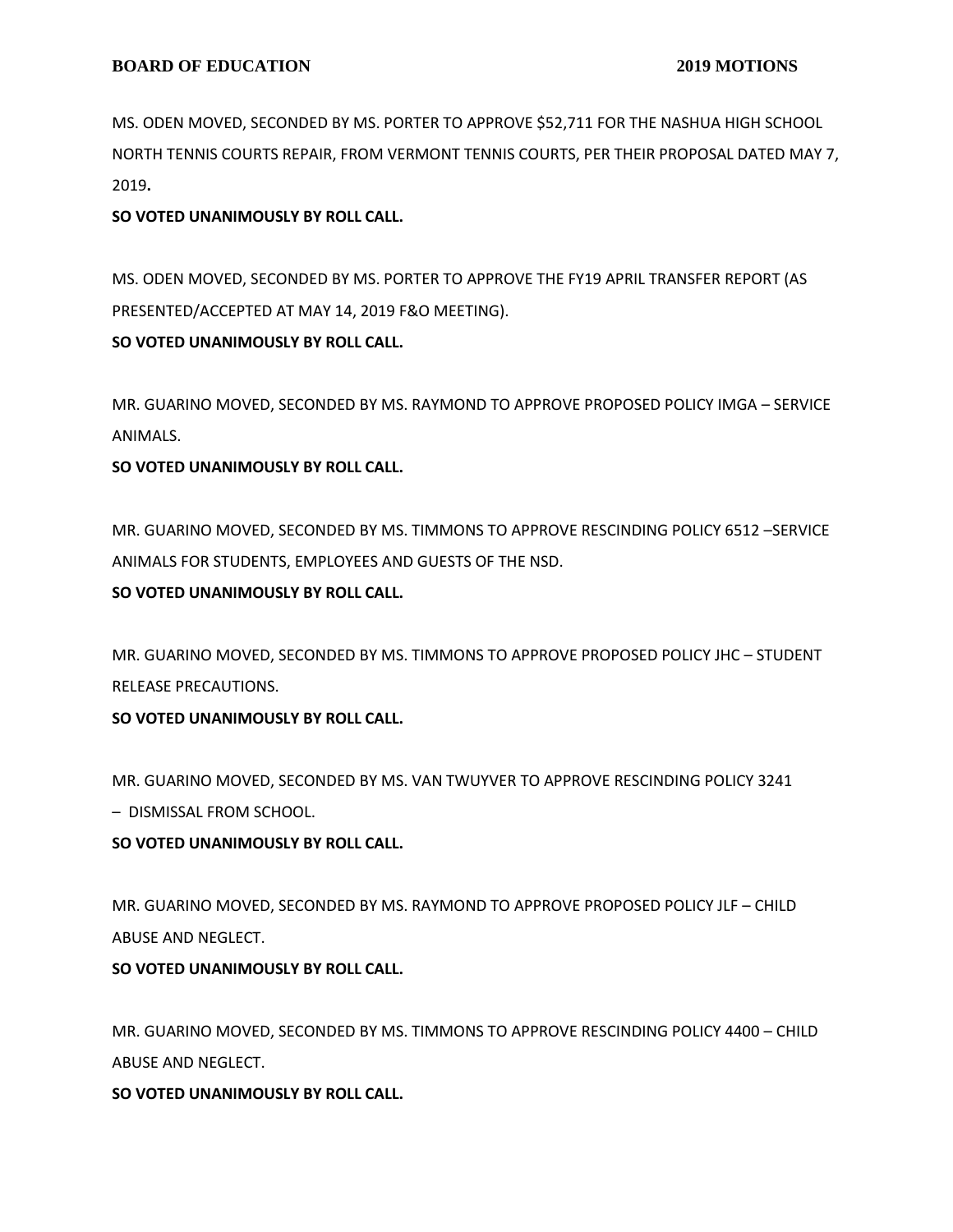MS. ODEN MOVED, SECONDED BY MS. PORTER TO APPROVE $52,711 FOR THE NASHUA HIGH SCHOOL NORTH TENNIS COURTS REPAIR, FROM VERMONT TENNIS COURTS, PER THEIR PROPOSAL DATED MAY 7, 2019**.**

**SO VOTED UNANIMOUSLY BY ROLL CALL.**

MS. ODEN MOVED, SECONDED BY MS. PORTER TO APPROVE THE FY19 APRIL TRANSFER REPORT (AS PRESENTED/ACCEPTED AT MAY 14, 2019 F&O MEETING).

**SO VOTED UNANIMOUSLY BY ROLL CALL.**

MR. GUARINO MOVED, SECONDED BY MS. RAYMOND TO APPROVE PROPOSED POLICY IMGA – SERVICE ANIMALS.

**SO VOTED UNANIMOUSLY BY ROLL CALL.**

MR. GUARINO MOVED, SECONDED BY MS. TIMMONS TO APPROVE RESCINDING POLICY 6512 –SERVICE ANIMALS FOR STUDENTS, EMPLOYEES AND GUESTS OF THE NSD.

**SO VOTED UNANIMOUSLY BY ROLL CALL.**

MR. GUARINO MOVED, SECONDED BY MS. TIMMONS TO APPROVE PROPOSED POLICY JHC – STUDENT RELEASE PRECAUTIONS.

**SO VOTED UNANIMOUSLY BY ROLL CALL.**

MR. GUARINO MOVED, SECONDED BY MS. VAN TWUYVER TO APPROVE RESCINDING POLICY 3241 – DISMISSAL FROM SCHOOL.

**SO VOTED UNANIMOUSLY BY ROLL CALL.**

MR. GUARINO MOVED, SECONDED BY MS. RAYMOND TO APPROVE PROPOSED POLICY JLF – CHILD ABUSE AND NEGLECT.

**SO VOTED UNANIMOUSLY BY ROLL CALL.**

MR. GUARINO MOVED, SECONDED BY MS. TIMMONS TO APPROVE RESCINDING POLICY 4400 – CHILD ABUSE AND NEGLECT.

**SO VOTED UNANIMOUSLY BY ROLL CALL.**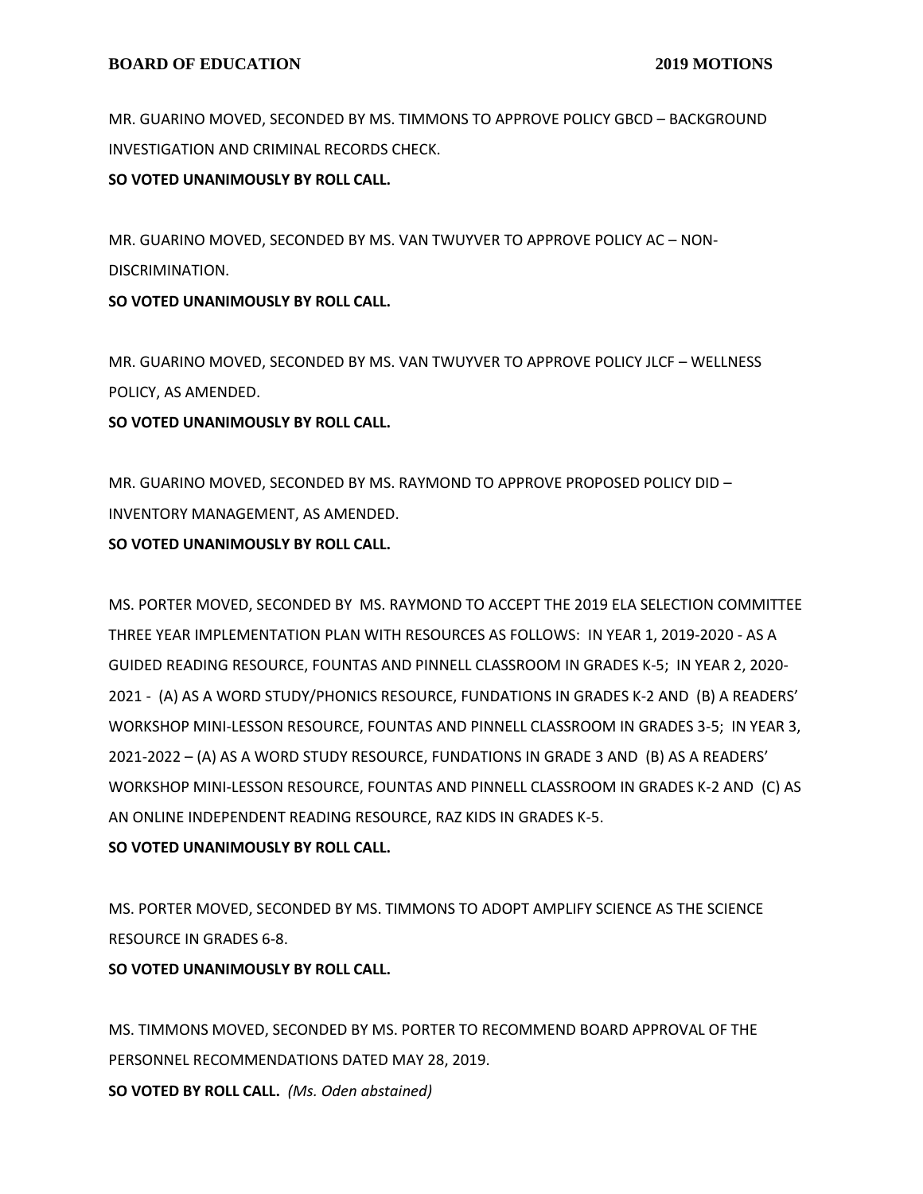MR. GUARINO MOVED, SECONDED BY MS. TIMMONS TO APPROVE POLICY GBCD – BACKGROUND INVESTIGATION AND CRIMINAL RECORDS CHECK.

**SO VOTED UNANIMOUSLY BY ROLL CALL.**

MR. GUARINO MOVED, SECONDED BY MS. VAN TWUYVER TO APPROVE POLICY AC – NON-DISCRIMINATION.

**SO VOTED UNANIMOUSLY BY ROLL CALL.**

MR. GUARINO MOVED, SECONDED BY MS. VAN TWUYVER TO APPROVE POLICY JLCF – WELLNESS POLICY, AS AMENDED.

**SO VOTED UNANIMOUSLY BY ROLL CALL.**

MR. GUARINO MOVED, SECONDED BY MS. RAYMOND TO APPROVE PROPOSED POLICY DID – INVENTORY MANAGEMENT, AS AMENDED.

**SO VOTED UNANIMOUSLY BY ROLL CALL.**

MS. PORTER MOVED, SECONDED BY MS. RAYMOND TO ACCEPT THE 2019 ELA SELECTION COMMITTEE THREE YEAR IMPLEMENTATION PLAN WITH RESOURCES AS FOLLOWS: IN YEAR 1, 2019-2020 - AS A GUIDED READING RESOURCE, FOUNTAS AND PINNELL CLASSROOM IN GRADES K-5; IN YEAR 2, 2020-2021 - (A) AS A WORD STUDY/PHONICS RESOURCE, FUNDATIONS IN GRADES K-2 AND (B) A READERS' WORKSHOP MINI-LESSON RESOURCE, FOUNTAS AND PINNELL CLASSROOM IN GRADES 3-5; IN YEAR 3, 2021-2022 – (A) AS A WORD STUDY RESOURCE, FUNDATIONS IN GRADE 3 AND (B) AS A READERS' WORKSHOP MINI-LESSON RESOURCE, FOUNTAS AND PINNELL CLASSROOM IN GRADES K-2 AND (C) AS AN ONLINE INDEPENDENT READING RESOURCE, RAZ KIDS IN GRADES K-5.

**SO VOTED UNANIMOUSLY BY ROLL CALL.**

MS. PORTER MOVED, SECONDED BY MS. TIMMONS TO ADOPT AMPLIFY SCIENCE AS THE SCIENCE RESOURCE IN GRADES 6-8.

**SO VOTED UNANIMOUSLY BY ROLL CALL.**

MS. TIMMONS MOVED, SECONDED BY MS. PORTER TO RECOMMEND BOARD APPROVAL OF THE PERSONNEL RECOMMENDATIONS DATED MAY 28, 2019.

**SO VOTED BY ROLL CALL.** *(Ms. Oden abstained)*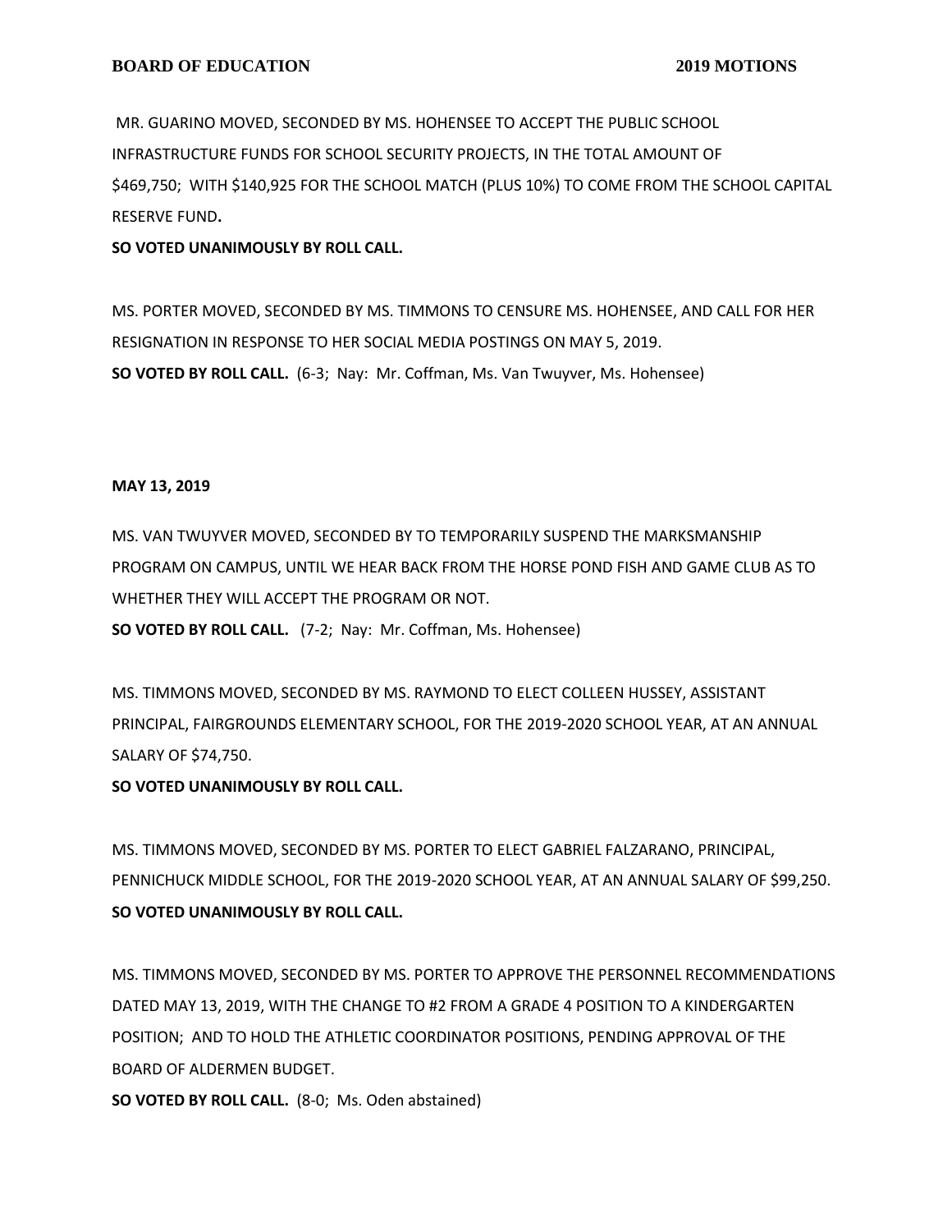MR. GUARINO MOVED, SECONDED BY MS. HOHENSEE TO ACCEPT THE PUBLIC SCHOOL INFRASTRUCTURE FUNDS FOR SCHOOL SECURITY PROJECTS, IN THE TOTAL AMOUNT OF $469,750; WITH $140,925 FOR THE SCHOOL MATCH (PLUS 10%) TO COME FROM THE SCHOOL CAPITAL RESERVE FUND**.**

**SO VOTED UNANIMOUSLY BY ROLL CALL.**

MS. PORTER MOVED, SECONDED BY MS. TIMMONS TO CENSURE MS. HOHENSEE, AND CALL FOR HER RESIGNATION IN RESPONSE TO HER SOCIAL MEDIA POSTINGS ON MAY 5, 2019.

**SO VOTED BY ROLL CALL.** (6-3; Nay: Mr. Coffman, Ms. Van Twuyver, Ms. Hohensee)

**MAY 13, 2019**

MS. VAN TWUYVER MOVED, SECONDED BY TO TEMPORARILY SUSPEND THE MARKSMANSHIP PROGRAM ON CAMPUS, UNTIL WE HEAR BACK FROM THE HORSE POND FISH AND GAME CLUB AS TO WHETHER THEY WILL ACCEPT THE PROGRAM OR NOT.

**SO VOTED BY ROLL CALL.** (7-2; Nay: Mr. Coffman, Ms. Hohensee)

MS. TIMMONS MOVED, SECONDED BY MS. RAYMOND TO ELECT COLLEEN HUSSEY, ASSISTANT PRINCIPAL, FAIRGROUNDS ELEMENTARY SCHOOL, FOR THE 2019-2020 SCHOOL YEAR, AT AN ANNUAL SALARY OF $74,750.

**SO VOTED UNANIMOUSLY BY ROLL CALL.**

MS. TIMMONS MOVED, SECONDED BY MS. PORTER TO ELECT GABRIEL FALZARANO, PRINCIPAL, PENNICHUCK MIDDLE SCHOOL, FOR THE 2019-2020 SCHOOL YEAR, AT AN ANNUAL SALARY OF $99,250.

**SO VOTED UNANIMOUSLY BY ROLL CALL.**

MS. TIMMONS MOVED, SECONDED BY MS. PORTER TO APPROVE THE PERSONNEL RECOMMENDATIONS DATED MAY 13, 2019, WITH THE CHANGE TO #2 FROM A GRADE 4 POSITION TO A KINDERGARTEN POSITION; AND TO HOLD THE ATHLETIC COORDINATOR POSITIONS, PENDING APPROVAL OF THE BOARD OF ALDERMEN BUDGET.

**SO VOTED BY ROLL CALL.** (8-0; Ms. Oden abstained)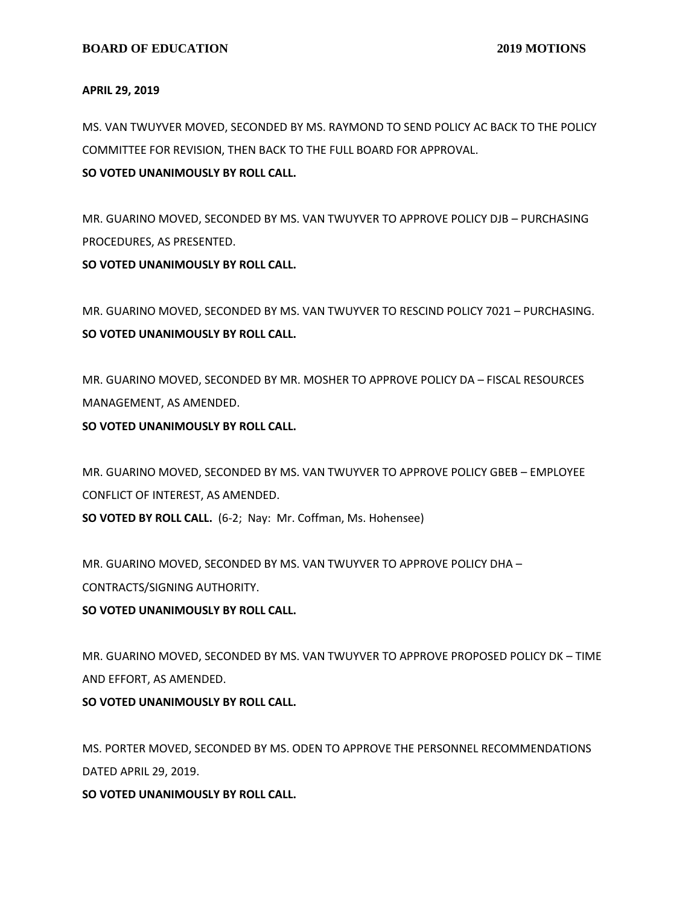**APRIL 29, 2019**

MS. VAN TWUYVER MOVED, SECONDED BY MS. RAYMOND TO SEND POLICY AC BACK TO THE POLICY COMMITTEE FOR REVISION, THEN BACK TO THE FULL BOARD FOR APPROVAL.
**SO VOTED UNANIMOUSLY BY ROLL CALL.**

MR. GUARINO MOVED, SECONDED BY MS. VAN TWUYVER TO APPROVE POLICY DJB – PURCHASING PROCEDURES, AS PRESENTED.
**SO VOTED UNANIMOUSLY BY ROLL CALL.**

MR. GUARINO MOVED, SECONDED BY MS. VAN TWUYVER TO RESCIND POLICY 7021 – PURCHASING.
**SO VOTED UNANIMOUSLY BY ROLL CALL.**

MR. GUARINO MOVED, SECONDED BY MR. MOSHER TO APPROVE POLICY DA – FISCAL RESOURCES MANAGEMENT, AS AMENDED.
**SO VOTED UNANIMOUSLY BY ROLL CALL.**

MR. GUARINO MOVED, SECONDED BY MS. VAN TWUYVER TO APPROVE POLICY GBEB – EMPLOYEE CONFLICT OF INTEREST, AS AMENDED.
**SO VOTED BY ROLL CALL.** (6-2; Nay: Mr. Coffman, Ms. Hohensee)

MR. GUARINO MOVED, SECONDED BY MS. VAN TWUYVER TO APPROVE POLICY DHA – CONTRACTS/SIGNING AUTHORITY.
**SO VOTED UNANIMOUSLY BY ROLL CALL.**

MR. GUARINO MOVED, SECONDED BY MS. VAN TWUYVER TO APPROVE PROPOSED POLICY DK – TIME AND EFFORT, AS AMENDED.
**SO VOTED UNANIMOUSLY BY ROLL CALL.**

MS. PORTER MOVED, SECONDED BY MS. ODEN TO APPROVE THE PERSONNEL RECOMMENDATIONS DATED APRIL 29, 2019.
**SO VOTED UNANIMOUSLY BY ROLL CALL.**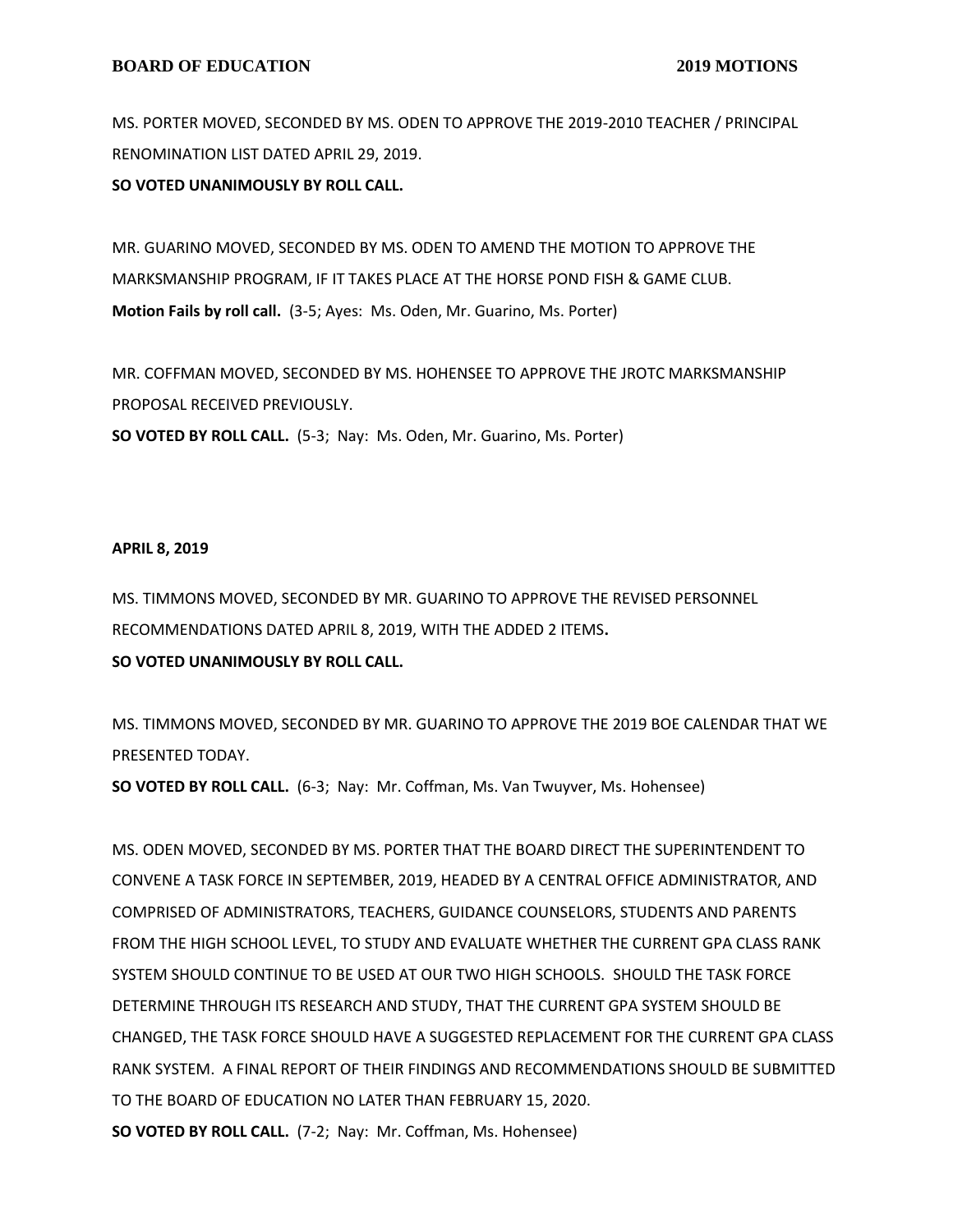MS. PORTER MOVED, SECONDED BY MS. ODEN TO APPROVE THE 2019-2010 TEACHER / PRINCIPAL RENOMINATION LIST DATED APRIL 29, 2019.
**SO VOTED UNANIMOUSLY BY ROLL CALL.**

MR. GUARINO MOVED, SECONDED BY MS. ODEN TO AMEND THE MOTION TO APPROVE THE MARKSMANSHIP PROGRAM, IF IT TAKES PLACE AT THE HORSE POND FISH & GAME CLUB.
**Motion Fails by roll call.** (3-5; Ayes: Ms. Oden, Mr. Guarino, Ms. Porter)

MR. COFFMAN MOVED, SECONDED BY MS. HOHENSEE TO APPROVE THE JROTC MARKSMANSHIP PROPOSAL RECEIVED PREVIOUSLY.
**SO VOTED BY ROLL CALL.** (5-3; Nay: Ms. Oden, Mr. Guarino, Ms. Porter)

**APRIL 8, 2019**

MS. TIMMONS MOVED, SECONDED BY MR. GUARINO TO APPROVE THE REVISED PERSONNEL RECOMMENDATIONS DATED APRIL 8, 2019, WITH THE ADDED 2 ITEMS**.**
**SO VOTED UNANIMOUSLY BY ROLL CALL.**

MS. TIMMONS MOVED, SECONDED BY MR. GUARINO TO APPROVE THE 2019 BOE CALENDAR THAT WE PRESENTED TODAY.
**SO VOTED BY ROLL CALL.** (6-3; Nay: Mr. Coffman, Ms. Van Twuyver, Ms. Hohensee)

MS. ODEN MOVED, SECONDED BY MS. PORTER THAT THE BOARD DIRECT THE SUPERINTENDENT TO CONVENE A TASK FORCE IN SEPTEMBER, 2019, HEADED BY A CENTRAL OFFICE ADMINISTRATOR, AND COMPRISED OF ADMINISTRATORS, TEACHERS, GUIDANCE COUNSELORS, STUDENTS AND PARENTS FROM THE HIGH SCHOOL LEVEL, TO STUDY AND EVALUATE WHETHER THE CURRENT GPA CLASS RANK SYSTEM SHOULD CONTINUE TO BE USED AT OUR TWO HIGH SCHOOLS. SHOULD THE TASK FORCE DETERMINE THROUGH ITS RESEARCH AND STUDY, THAT THE CURRENT GPA SYSTEM SHOULD BE CHANGED, THE TASK FORCE SHOULD HAVE A SUGGESTED REPLACEMENT FOR THE CURRENT GPA CLASS RANK SYSTEM. A FINAL REPORT OF THEIR FINDINGS AND RECOMMENDATIONS SHOULD BE SUBMITTED TO THE BOARD OF EDUCATION NO LATER THAN FEBRUARY 15, 2020.
**SO VOTED BY ROLL CALL.** (7-2; Nay: Mr. Coffman, Ms. Hohensee)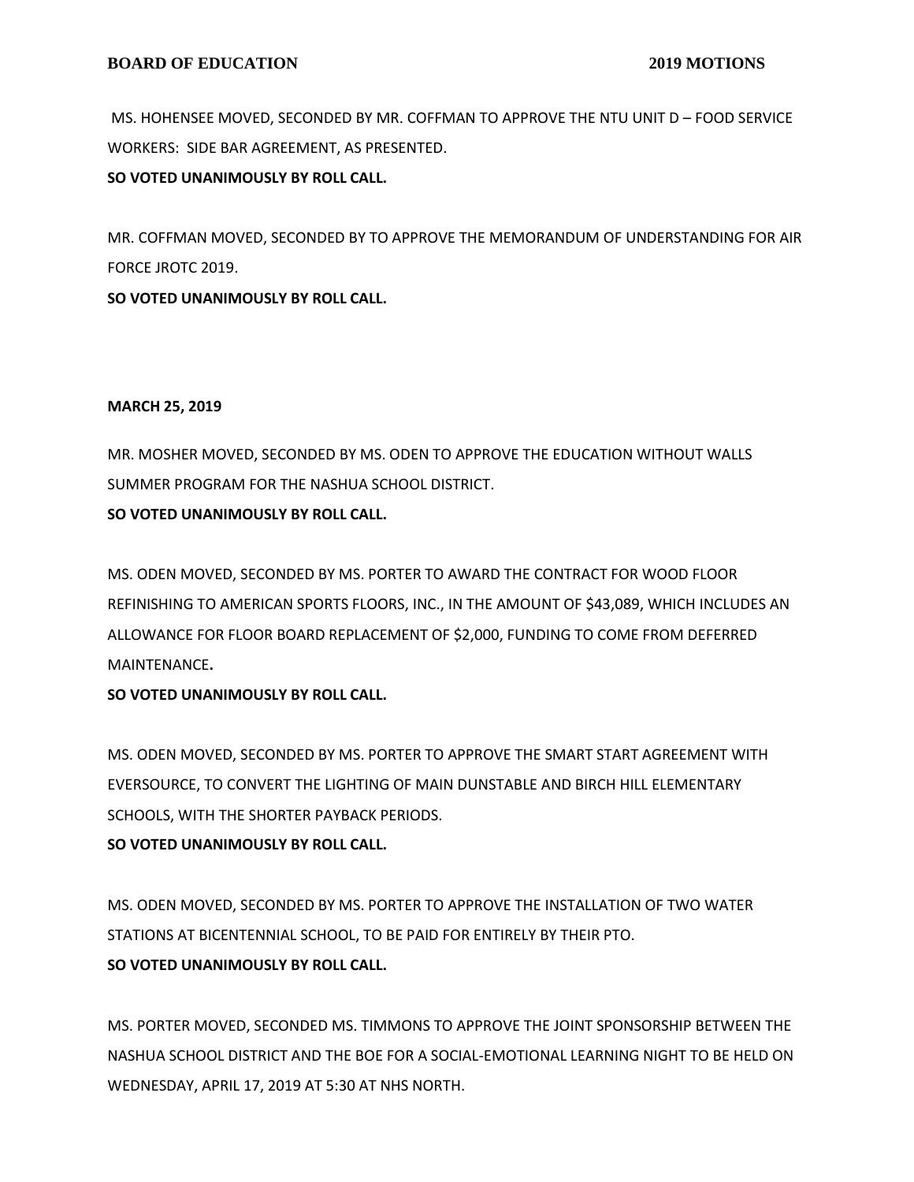MS. HOHENSEE MOVED, SECONDED BY MR. COFFMAN TO APPROVE THE NTU UNIT D – FOOD SERVICE WORKERS: SIDE BAR AGREEMENT, AS PRESENTED.
**SO VOTED UNANIMOUSLY BY ROLL CALL.**

MR. COFFMAN MOVED, SECONDED BY TO APPROVE THE MEMORANDUM OF UNDERSTANDING FOR AIR FORCE JROTC 2019.
**SO VOTED UNANIMOUSLY BY ROLL CALL.**

**MARCH 25, 2019**

MR. MOSHER MOVED, SECONDED BY MS. ODEN TO APPROVE THE EDUCATION WITHOUT WALLS SUMMER PROGRAM FOR THE NASHUA SCHOOL DISTRICT.
**SO VOTED UNANIMOUSLY BY ROLL CALL.**

MS. ODEN MOVED, SECONDED BY MS. PORTER TO AWARD THE CONTRACT FOR WOOD FLOOR REFINISHING TO AMERICAN SPORTS FLOORS, INC., IN THE AMOUNT OF $43,089, WHICH INCLUDES AN ALLOWANCE FOR FLOOR BOARD REPLACEMENT OF $2,000, FUNDING TO COME FROM DEFERRED MAINTENANCE**.**
**SO VOTED UNANIMOUSLY BY ROLL CALL.**

MS. ODEN MOVED, SECONDED BY MS. PORTER TO APPROVE THE SMART START AGREEMENT WITH EVERSOURCE, TO CONVERT THE LIGHTING OF MAIN DUNSTABLE AND BIRCH HILL ELEMENTARY SCHOOLS, WITH THE SHORTER PAYBACK PERIODS.
**SO VOTED UNANIMOUSLY BY ROLL CALL.**

MS. ODEN MOVED, SECONDED BY MS. PORTER TO APPROVE THE INSTALLATION OF TWO WATER STATIONS AT BICENTENNIAL SCHOOL, TO BE PAID FOR ENTIRELY BY THEIR PTO.
**SO VOTED UNANIMOUSLY BY ROLL CALL.**

MS. PORTER MOVED, SECONDED MS. TIMMONS TO APPROVE THE JOINT SPONSORSHIP BETWEEN THE NASHUA SCHOOL DISTRICT AND THE BOE FOR A SOCIAL-EMOTIONAL LEARNING NIGHT TO BE HELD ON WEDNESDAY, APRIL 17, 2019 AT 5:30 AT NHS NORTH.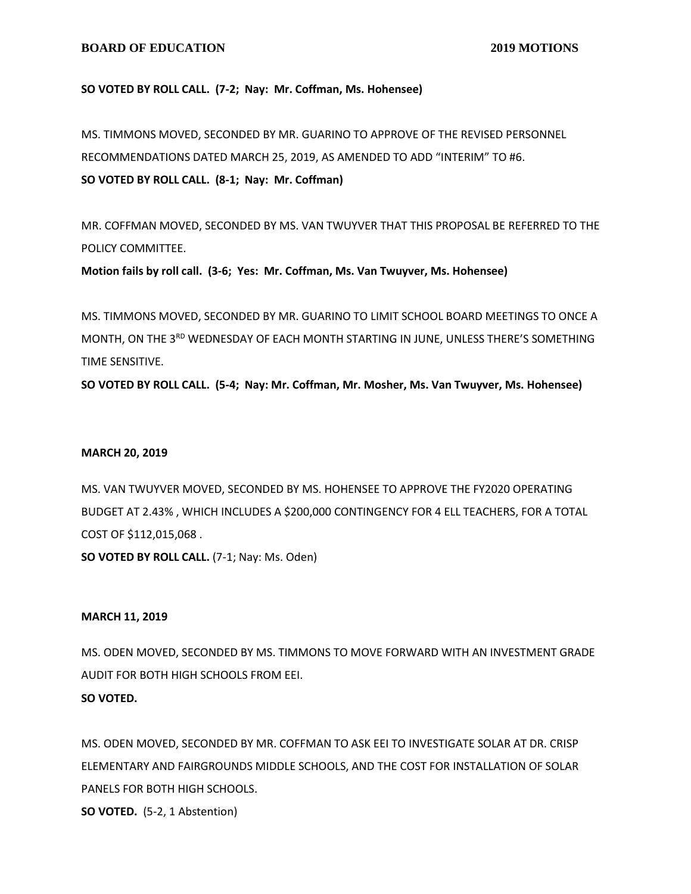**SO VOTED BY ROLL CALL. (7-2; Nay: Mr. Coffman, Ms. Hohensee)**

MS. TIMMONS MOVED, SECONDED BY MR. GUARINO TO APPROVE OF THE REVISED PERSONNEL RECOMMENDATIONS DATED MARCH 25, 2019, AS AMENDED TO ADD "INTERIM" TO #6.

**SO VOTED BY ROLL CALL. (8-1; Nay: Mr. Coffman)**

MR. COFFMAN MOVED, SECONDED BY MS. VAN TWUYVER THAT THIS PROPOSAL BE REFERRED TO THE POLICY COMMITTEE.

**Motion fails by roll call. (3-6; Yes: Mr. Coffman, Ms. Van Twuyver, Ms. Hohensee)**

MS. TIMMONS MOVED, SECONDED BY MR. GUARINO TO LIMIT SCHOOL BOARD MEETINGS TO ONCE A MONTH, ON THE 3RD WEDNESDAY OF EACH MONTH STARTING IN JUNE, UNLESS THERE'S SOMETHING TIME SENSITIVE.

**SO VOTED BY ROLL CALL. (5-4; Nay: Mr. Coffman, Mr. Mosher, Ms. Van Twuyver, Ms. Hohensee)**

**MARCH 20, 2019**

MS. VAN TWUYVER MOVED, SECONDED BY MS. HOHENSEE TO APPROVE THE FY2020 OPERATING BUDGET AT 2.43% , WHICH INCLUDES A $200,000 CONTINGENCY FOR 4 ELL TEACHERS, FOR A TOTAL COST OF $112,015,068 .

**SO VOTED BY ROLL CALL.** (7-1; Nay: Ms. Oden)

**MARCH 11, 2019**

MS. ODEN MOVED, SECONDED BY MS. TIMMONS TO MOVE FORWARD WITH AN INVESTMENT GRADE AUDIT FOR BOTH HIGH SCHOOLS FROM EEI.

**SO VOTED.**

MS. ODEN MOVED, SECONDED BY MR. COFFMAN TO ASK EEI TO INVESTIGATE SOLAR AT DR. CRISP ELEMENTARY AND FAIRGROUNDS MIDDLE SCHOOLS, AND THE COST FOR INSTALLATION OF SOLAR PANELS FOR BOTH HIGH SCHOOLS.

**SO VOTED.** (5-2, 1 Abstention)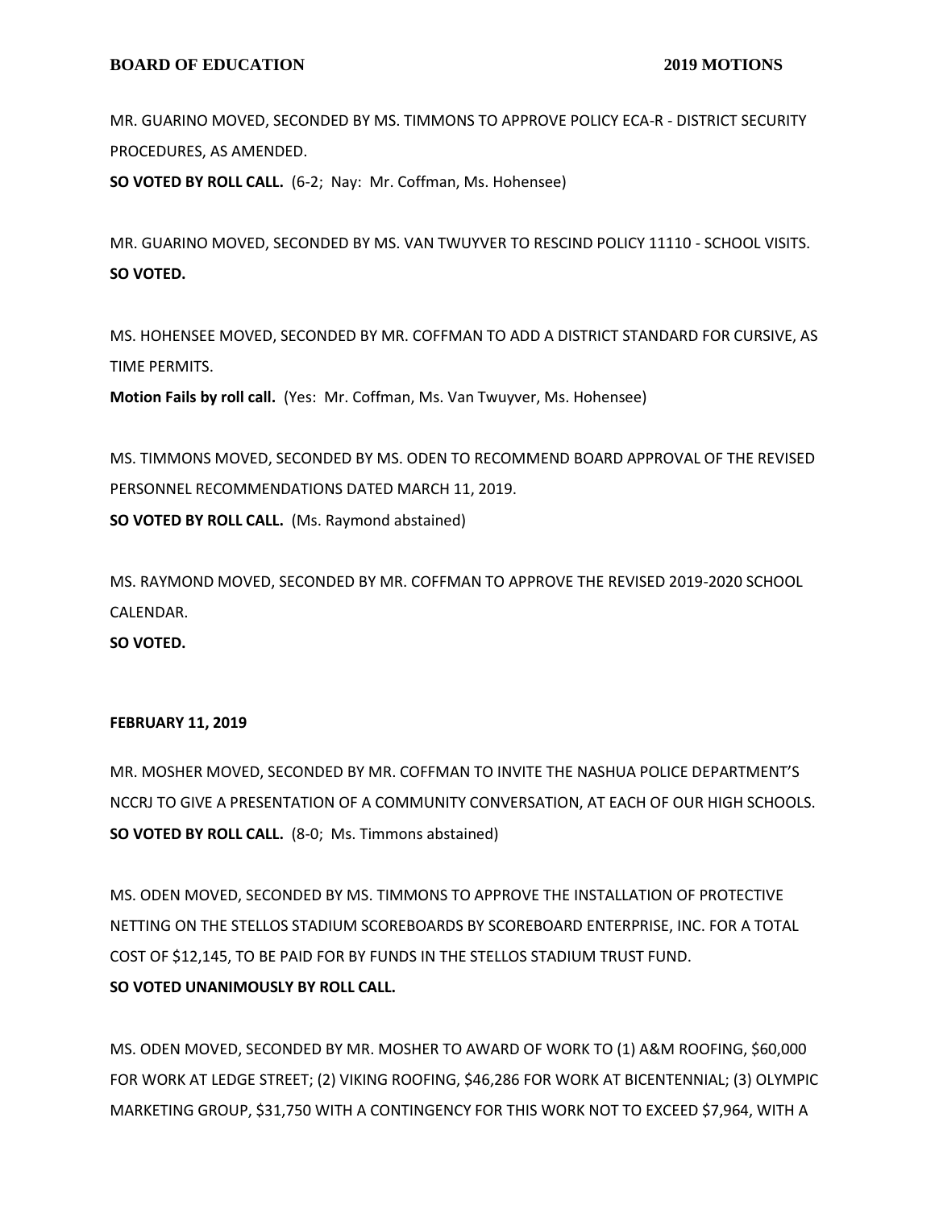MR. GUARINO MOVED, SECONDED BY MS. TIMMONS TO APPROVE POLICY ECA-R - DISTRICT SECURITY PROCEDURES, AS AMENDED.

**SO VOTED BY ROLL CALL.** (6-2; Nay: Mr. Coffman, Ms. Hohensee)

MR. GUARINO MOVED, SECONDED BY MS. VAN TWUYVER TO RESCIND POLICY 11110 - SCHOOL VISITS.

**SO VOTED.**

MS. HOHENSEE MOVED, SECONDED BY MR. COFFMAN TO ADD A DISTRICT STANDARD FOR CURSIVE, AS TIME PERMITS.

**Motion Fails by roll call.** (Yes: Mr. Coffman, Ms. Van Twuyver, Ms. Hohensee)

MS. TIMMONS MOVED, SECONDED BY MS. ODEN TO RECOMMEND BOARD APPROVAL OF THE REVISED PERSONNEL RECOMMENDATIONS DATED MARCH 11, 2019.

**SO VOTED BY ROLL CALL.** (Ms. Raymond abstained)

MS. RAYMOND MOVED, SECONDED BY MR. COFFMAN TO APPROVE THE REVISED 2019-2020 SCHOOL CALENDAR.

**SO VOTED.**

**FEBRUARY 11, 2019**

MR. MOSHER MOVED, SECONDED BY MR. COFFMAN TO INVITE THE NASHUA POLICE DEPARTMENT'S NCCRJ TO GIVE A PRESENTATION OF A COMMUNITY CONVERSATION, AT EACH OF OUR HIGH SCHOOLS.

**SO VOTED BY ROLL CALL.** (8-0; Ms. Timmons abstained)

MS. ODEN MOVED, SECONDED BY MS. TIMMONS TO APPROVE THE INSTALLATION OF PROTECTIVE NETTING ON THE STELLOS STADIUM SCOREBOARDS BY SCOREBOARD ENTERPRISE, INC. FOR A TOTAL COST OF $12,145, TO BE PAID FOR BY FUNDS IN THE STELLOS STADIUM TRUST FUND.

**SO VOTED UNANIMOUSLY BY ROLL CALL.**

MS. ODEN MOVED, SECONDED BY MR. MOSHER TO AWARD OF WORK TO (1) A&M ROOFING, $60,000 FOR WORK AT LEDGE STREET; (2) VIKING ROOFING, $46,286 FOR WORK AT BICENTENNIAL; (3) OLYMPIC MARKETING GROUP, $31,750 WITH A CONTINGENCY FOR THIS WORK NOT TO EXCEED $7,964, WITH A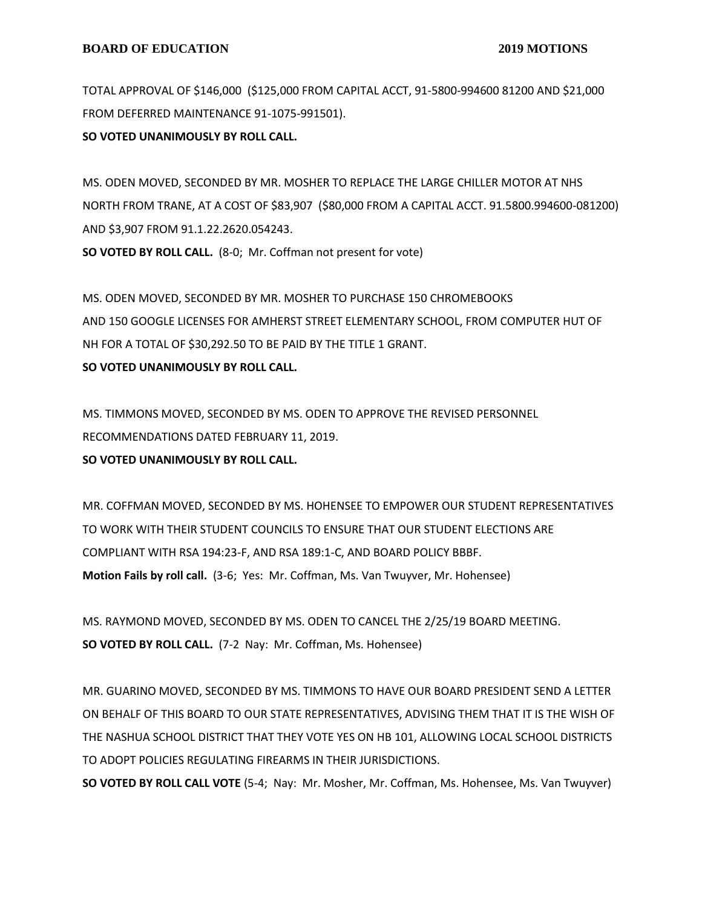TOTAL APPROVAL OF $146,000 ($125,000 FROM CAPITAL ACCT, 91-5800-994600 81200 AND $21,000 FROM DEFERRED MAINTENANCE 91-1075-991501).

**SO VOTED UNANIMOUSLY BY ROLL CALL.**

MS. ODEN MOVED, SECONDED BY MR. MOSHER TO REPLACE THE LARGE CHILLER MOTOR AT NHS NORTH FROM TRANE, AT A COST OF $83,907 ($80,000 FROM A CAPITAL ACCT. 91.5800.994600-081200) AND $3,907 FROM 91.1.22.2620.054243.

**SO VOTED BY ROLL CALL.** (8-0; Mr. Coffman not present for vote)

MS. ODEN MOVED, SECONDED BY MR. MOSHER TO PURCHASE 150 CHROMEBOOKS AND 150 GOOGLE LICENSES FOR AMHERST STREET ELEMENTARY SCHOOL, FROM COMPUTER HUT OF NH FOR A TOTAL OF $30,292.50 TO BE PAID BY THE TITLE 1 GRANT.

**SO VOTED UNANIMOUSLY BY ROLL CALL.**

MS. TIMMONS MOVED, SECONDED BY MS. ODEN TO APPROVE THE REVISED PERSONNEL RECOMMENDATIONS DATED FEBRUARY 11, 2019.

**SO VOTED UNANIMOUSLY BY ROLL CALL.**

MR. COFFMAN MOVED, SECONDED BY MS. HOHENSEE TO EMPOWER OUR STUDENT REPRESENTATIVES TO WORK WITH THEIR STUDENT COUNCILS TO ENSURE THAT OUR STUDENT ELECTIONS ARE COMPLIANT WITH RSA 194:23-F, AND RSA 189:1-C, AND BOARD POLICY BBBF.

**Motion Fails by roll call.** (3-6; Yes: Mr. Coffman, Ms. Van Twuyver, Mr. Hohensee)

MS. RAYMOND MOVED, SECONDED BY MS. ODEN TO CANCEL THE 2/25/19 BOARD MEETING.

**SO VOTED BY ROLL CALL.** (7-2 Nay: Mr. Coffman, Ms. Hohensee)

MR. GUARINO MOVED, SECONDED BY MS. TIMMONS TO HAVE OUR BOARD PRESIDENT SEND A LETTER ON BEHALF OF THIS BOARD TO OUR STATE REPRESENTATIVES, ADVISING THEM THAT IT IS THE WISH OF THE NASHUA SCHOOL DISTRICT THAT THEY VOTE YES ON HB 101, ALLOWING LOCAL SCHOOL DISTRICTS TO ADOPT POLICIES REGULATING FIREARMS IN THEIR JURISDICTIONS.

**SO VOTED BY ROLL CALL VOTE** (5-4; Nay: Mr. Mosher, Mr. Coffman, Ms. Hohensee, Ms. Van Twuyver)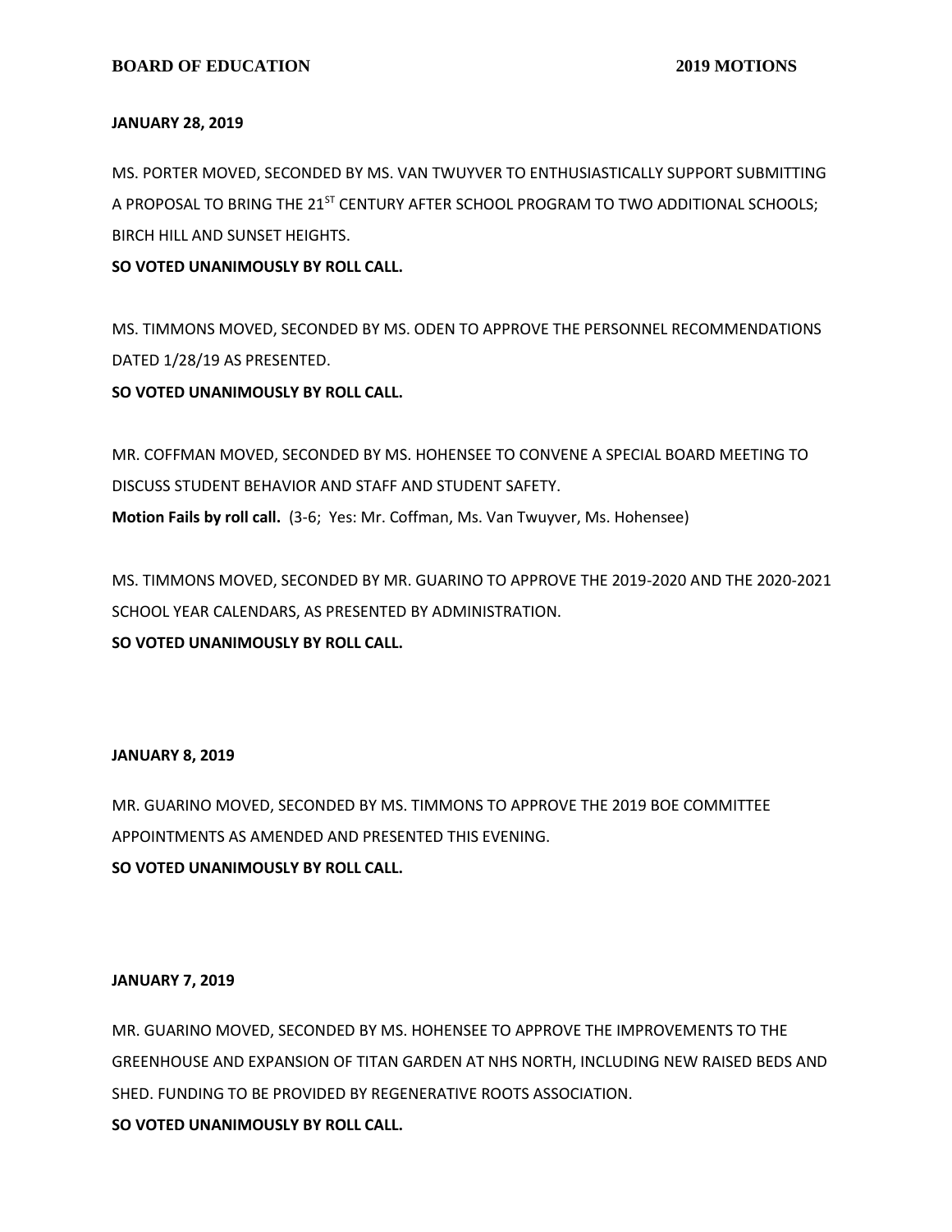**JANUARY 28, 2019**

MS. PORTER MOVED, SECONDED BY MS. VAN TWUYVER TO ENTHUSIASTICALLY SUPPORT SUBMITTING A PROPOSAL TO BRING THE 21ST CENTURY AFTER SCHOOL PROGRAM TO TWO ADDITIONAL SCHOOLS; BIRCH HILL AND SUNSET HEIGHTS.

**SO VOTED UNANIMOUSLY BY ROLL CALL.**

MS. TIMMONS MOVED, SECONDED BY MS. ODEN TO APPROVE THE PERSONNEL RECOMMENDATIONS DATED 1/28/19 AS PRESENTED.

**SO VOTED UNANIMOUSLY BY ROLL CALL.**

MR. COFFMAN MOVED, SECONDED BY MS. HOHENSEE TO CONVENE A SPECIAL BOARD MEETING TO DISCUSS STUDENT BEHAVIOR AND STAFF AND STUDENT SAFETY.

**Motion Fails by roll call.** (3-6; Yes: Mr. Coffman, Ms. Van Twuyver, Ms. Hohensee)

MS. TIMMONS MOVED, SECONDED BY MR. GUARINO TO APPROVE THE 2019-2020 AND THE 2020-2021 SCHOOL YEAR CALENDARS, AS PRESENTED BY ADMINISTRATION.

**SO VOTED UNANIMOUSLY BY ROLL CALL.**

**JANUARY 8, 2019**

MR. GUARINO MOVED, SECONDED BY MS. TIMMONS TO APPROVE THE 2019 BOE COMMITTEE APPOINTMENTS AS AMENDED AND PRESENTED THIS EVENING.

**SO VOTED UNANIMOUSLY BY ROLL CALL.**

**JANUARY 7, 2019**

MR. GUARINO MOVED, SECONDED BY MS. HOHENSEE TO APPROVE THE IMPROVEMENTS TO THE GREENHOUSE AND EXPANSION OF TITAN GARDEN AT NHS NORTH, INCLUDING NEW RAISED BEDS AND SHED. FUNDING TO BE PROVIDED BY REGENERATIVE ROOTS ASSOCIATION.

**SO VOTED UNANIMOUSLY BY ROLL CALL.**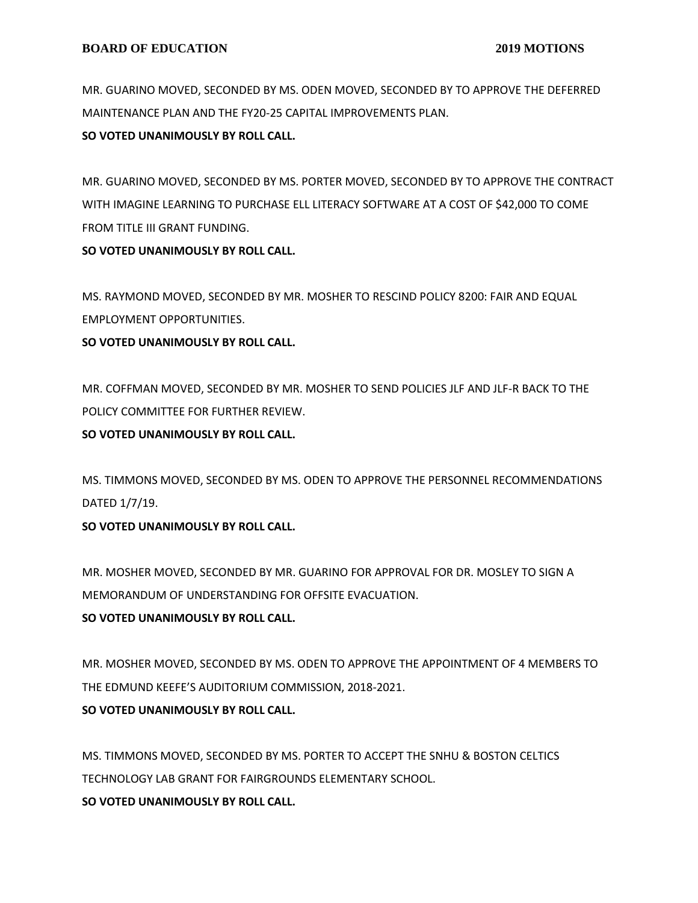MR. GUARINO MOVED, SECONDED BY MS. ODEN MOVED, SECONDED BY TO APPROVE THE DEFERRED MAINTENANCE PLAN AND THE FY20-25 CAPITAL IMPROVEMENTS PLAN.

**SO VOTED UNANIMOUSLY BY ROLL CALL.**

MR. GUARINO MOVED, SECONDED BY MS. PORTER MOVED, SECONDED BY TO APPROVE THE CONTRACT WITH IMAGINE LEARNING TO PURCHASE ELL LITERACY SOFTWARE AT A COST OF $42,000 TO COME FROM TITLE III GRANT FUNDING.

**SO VOTED UNANIMOUSLY BY ROLL CALL.**

MS. RAYMOND MOVED, SECONDED BY MR. MOSHER TO RESCIND POLICY 8200: FAIR AND EQUAL EMPLOYMENT OPPORTUNITIES.

**SO VOTED UNANIMOUSLY BY ROLL CALL.**

MR. COFFMAN MOVED, SECONDED BY MR. MOSHER TO SEND POLICIES JLF AND JLF-R BACK TO THE POLICY COMMITTEE FOR FURTHER REVIEW.

**SO VOTED UNANIMOUSLY BY ROLL CALL.**

MS. TIMMONS MOVED, SECONDED BY MS. ODEN TO APPROVE THE PERSONNEL RECOMMENDATIONS DATED 1/7/19.

**SO VOTED UNANIMOUSLY BY ROLL CALL.**

MR. MOSHER MOVED, SECONDED BY MR. GUARINO FOR APPROVAL FOR DR. MOSLEY TO SIGN A MEMORANDUM OF UNDERSTANDING FOR OFFSITE EVACUATION.

**SO VOTED UNANIMOUSLY BY ROLL CALL.**

MR. MOSHER MOVED, SECONDED BY MS. ODEN TO APPROVE THE APPOINTMENT OF 4 MEMBERS TO THE EDMUND KEEFE'S AUDITORIUM COMMISSION, 2018-2021.

**SO VOTED UNANIMOUSLY BY ROLL CALL.**

MS. TIMMONS MOVED, SECONDED BY MS. PORTER TO ACCEPT THE SNHU & BOSTON CELTICS TECHNOLOGY LAB GRANT FOR FAIRGROUNDS ELEMENTARY SCHOOL.

**SO VOTED UNANIMOUSLY BY ROLL CALL.**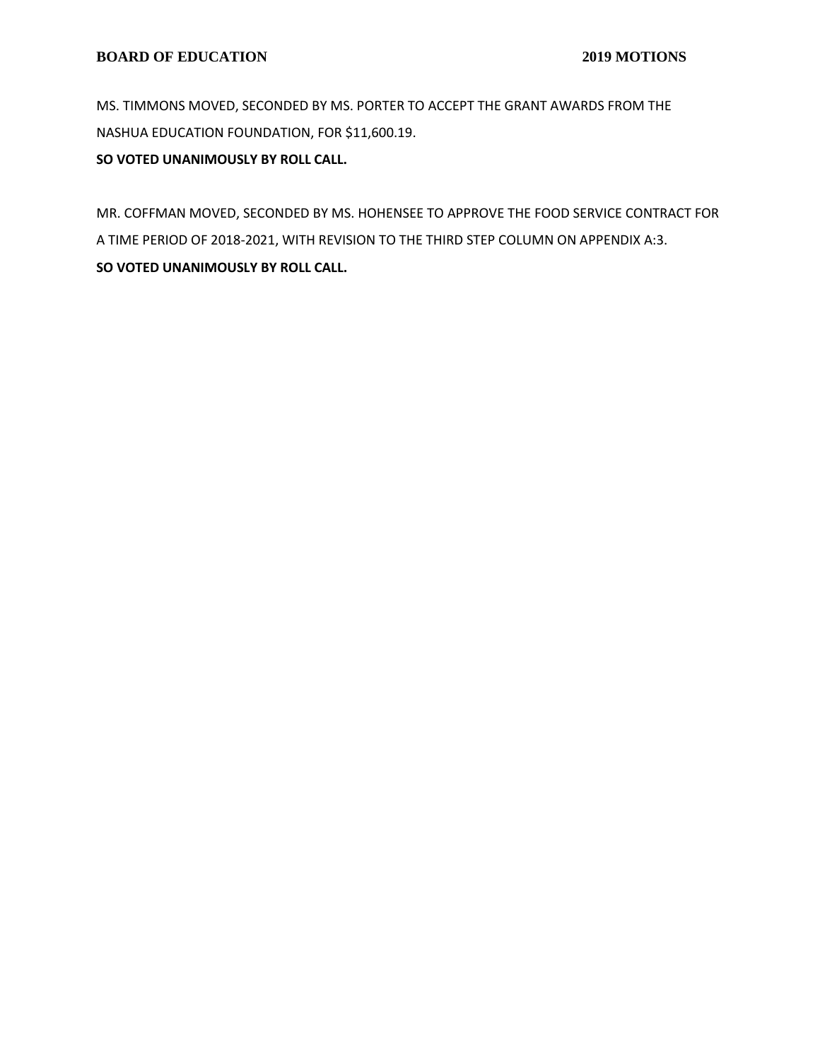MS. TIMMONS MOVED, SECONDED BY MS. PORTER TO ACCEPT THE GRANT AWARDS FROM THE NASHUA EDUCATION FOUNDATION, FOR $11,600.19.

**SO VOTED UNANIMOUSLY BY ROLL CALL.**

MR. COFFMAN MOVED, SECONDED BY MS. HOHENSEE TO APPROVE THE FOOD SERVICE CONTRACT FOR A TIME PERIOD OF 2018-2021, WITH REVISION TO THE THIRD STEP COLUMN ON APPENDIX A:3.

**SO VOTED UNANIMOUSLY BY ROLL CALL.**